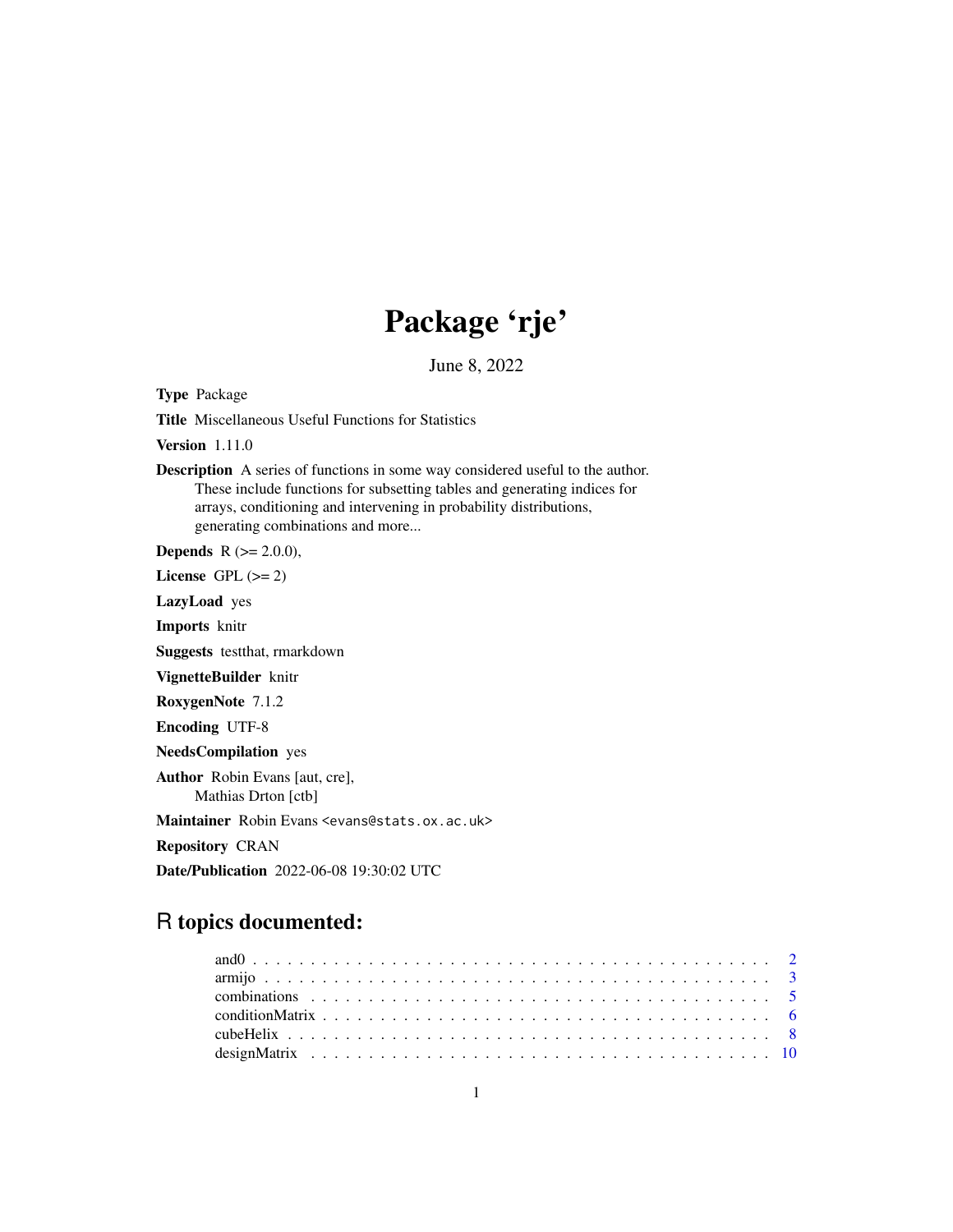# Package 'rje'

June 8, 2022

**Type** Package

**Title** Miscellaneous Useful Functions for Statistics

**Version** 1.11.0

**Description** A series of functions in some way considered useful to the author. These include functions for subsetting tables and generating indices for arrays, conditioning and intervening in probability distributions, generating combinations and more...

**Depends** R (>= 2.0.0),

**License** GPL (>= 2)

**LazyLoad** yes

**Imports** knitr

**Suggests** testthat, rmarkdown

**VignetteBuilder** knitr

**RoxygenNote** 7.1.2

**Encoding** UTF-8

**NeedsCompilation** yes

**Author** Robin Evans [aut, cre], Mathias Drton [ctb]

**Maintainer** Robin Evans <evans@stats.ox.ac.uk>

**Repository** CRAN

**Date/Publication** 2022-06-08 19:30:02 UTC

## R topics documented:

and0 . . . . . . . . . . 2
armijo . . . . . . . . . . 3
combinations . . . . . . . . . . 5
conditionMatrix . . . . . . . . . . 6
cubeHelix . . . . . . . . . . 8
designMatrix . . . . . . . . . . 10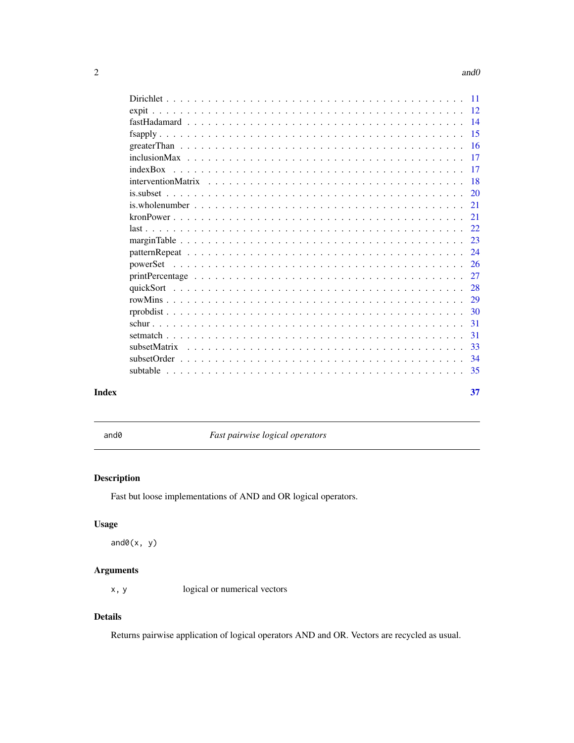Dirichlet . . . . . . . . . . . . . . . . . . . . . . . . . . . . . . . . . . . . . . . . 11
expit . . . . . . . . . . . . . . . . . . . . . . . . . . . . . . . . . . . . . . . . . . 12
fastHadamard . . . . . . . . . . . . . . . . . . . . . . . . . . . . . . . . . . . . . . 14
fsapply . . . . . . . . . . . . . . . . . . . . . . . . . . . . . . . . . . . . . . . . . 15
greaterThan . . . . . . . . . . . . . . . . . . . . . . . . . . . . . . . . . . . . . . 16
inclusionMax . . . . . . . . . . . . . . . . . . . . . . . . . . . . . . . . . . . . . . 17
indexBox . . . . . . . . . . . . . . . . . . . . . . . . . . . . . . . . . . . . . . . . 17
interventionMatrix . . . . . . . . . . . . . . . . . . . . . . . . . . . . . . . . . . . 18
is.subset . . . . . . . . . . . . . . . . . . . . . . . . . . . . . . . . . . . . . . . . 20
is.wholenumber . . . . . . . . . . . . . . . . . . . . . . . . . . . . . . . . . . . . . 21
kronPower . . . . . . . . . . . . . . . . . . . . . . . . . . . . . . . . . . . . . . . 21
last . . . . . . . . . . . . . . . . . . . . . . . . . . . . . . . . . . . . . . . . . . . 22
marginTable . . . . . . . . . . . . . . . . . . . . . . . . . . . . . . . . . . . . . . 23
patternRepeat . . . . . . . . . . . . . . . . . . . . . . . . . . . . . . . . . . . . . 24
powerSet . . . . . . . . . . . . . . . . . . . . . . . . . . . . . . . . . . . . . . . . 26
printPercentage . . . . . . . . . . . . . . . . . . . . . . . . . . . . . . . . . . . . 27
quickSort . . . . . . . . . . . . . . . . . . . . . . . . . . . . . . . . . . . . . . . . 28
rowMins . . . . . . . . . . . . . . . . . . . . . . . . . . . . . . . . . . . . . . . . . 29
rprobdist . . . . . . . . . . . . . . . . . . . . . . . . . . . . . . . . . . . . . . . . 30
schur . . . . . . . . . . . . . . . . . . . . . . . . . . . . . . . . . . . . . . . . . . 31
setmatch . . . . . . . . . . . . . . . . . . . . . . . . . . . . . . . . . . . . . . . . 31
subsetMatrix . . . . . . . . . . . . . . . . . . . . . . . . . . . . . . . . . . . . . . 33
subsetOrder . . . . . . . . . . . . . . . . . . . . . . . . . . . . . . . . . . . . . . . 34
subtable . . . . . . . . . . . . . . . . . . . . . . . . . . . . . . . . . . . . . . . . 35

**Index** **37**

---

`and0` *Fast pairwise logical operators*

---

## Description

Fast but loose implementations of AND and OR logical operators.

## Usage

```
and0(x, y)
```

## Arguments

`x, y` logical or numerical vectors

## Details

Returns pairwise application of logical operators AND and OR. Vectors are recycled as usual.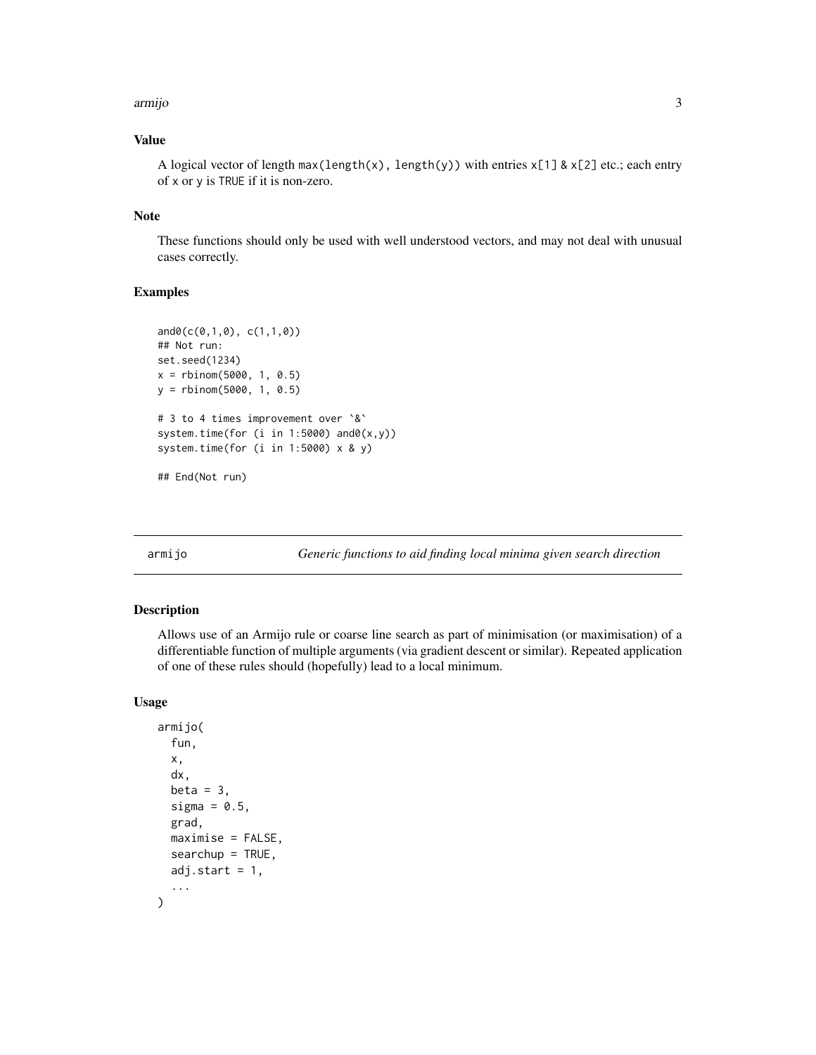### Value

A logical vector of length `max(length(x), length(y))` with entries `x[1] & x[2]` etc.; each entry of `x` or `y` is `TRUE` if it is non-zero.

### Note

These functions should only be used with well understood vectors, and may not deal with unusual cases correctly.

### Examples

```
and0(c(0,1,0), c(1,1,0))
## Not run:
set.seed(1234)
x = rbinom(5000, 1, 0.5)
y = rbinom(5000, 1, 0.5)

# 3 to 4 times improvement over `&`
system.time(for (i in 1:5000) and0(x,y))
system.time(for (i in 1:5000) x & y)

## End(Not run)
```

---

## armijo — *Generic functions to aid finding local minima given search direction*

---

### Description

Allows use of an Armijo rule or coarse line search as part of minimisation (or maximisation) of a differentiable function of multiple arguments (via gradient descent or similar). Repeated application of one of these rules should (hopefully) lead to a local minimum.

### Usage

```
armijo(
  fun,
  x,
  dx,
  beta = 3,
  sigma = 0.5,
  grad,
  maximise = FALSE,
  searchup = TRUE,
  adj.start = 1,
  ...
)
```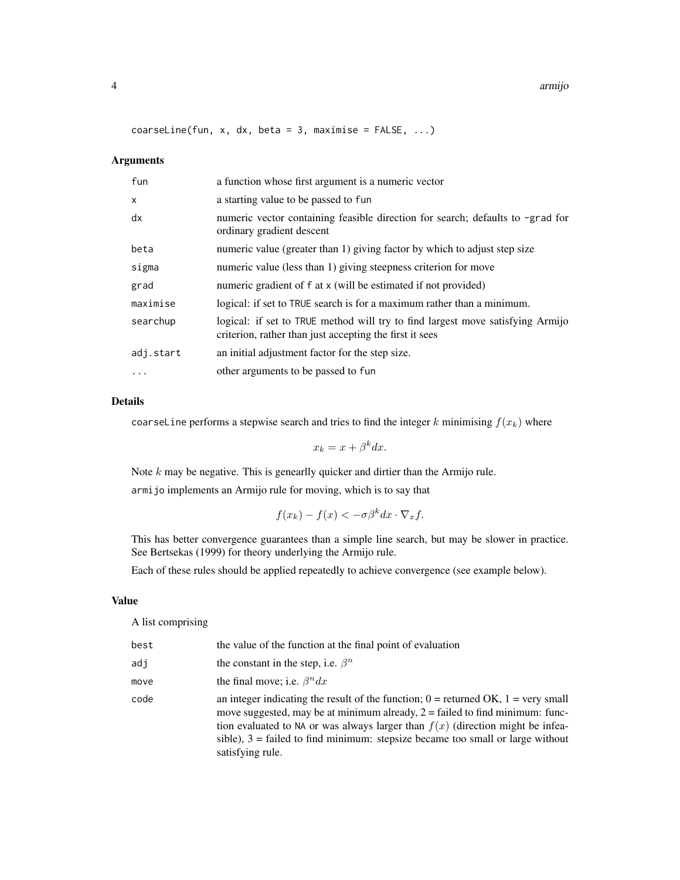```
coarseLine(fun, x, dx, beta = 3, maximise = FALSE, ...)
```

## Arguments

| | |
|---|---|
| fun | a function whose first argument is a numeric vector |
| x | a starting value to be passed to fun |
| dx | numeric vector containing feasible direction for search; defaults to -grad for ordinary gradient descent |
| beta | numeric value (greater than 1) giving factor by which to adjust step size |
| sigma | numeric value (less than 1) giving steepness criterion for move |
| grad | numeric gradient of f at x (will be estimated if not provided) |
| maximise | logical: if set to TRUE search is for a maximum rather than a minimum. |
| searchup | logical: if set to TRUE method will try to find largest move satisfying Armijo criterion, rather than just accepting the first it sees |
| adj.start | an initial adjustment factor for the step size. |
| ... | other arguments to be passed to fun |

## Details

coarseLine performs a stepwise search and tries to find the integer $k$ minimising $f(x_k)$ where

$$x_k = x + \beta^k dx.$$

Note $k$ may be negative. This is genearlly quicker and dirtier than the Armijo rule.

armijo implements an Armijo rule for moving, which is to say that

$$f(x_k) - f(x) < -\sigma \beta^k dx \cdot \nabla_x f.$$

This has better convergence guarantees than a simple line search, but may be slower in practice. See Bertsekas (1999) for theory underlying the Armijo rule.

Each of these rules should be applied repeatedly to achieve convergence (see example below).

## Value

A list comprising

| | |
|---|---|
| best | the value of the function at the final point of evaluation |
| adj | the constant in the step, i.e. $\beta^n$ |
| move | the final move; i.e. $\beta^n dx$ |
| code | an integer indicating the result of the function; 0 = returned OK, 1 = very small move suggested, may be at minimum already, 2 = failed to find minimum: function evaluated to NA or was always larger than $f(x)$ (direction might be infeasible), 3 = failed to find minimum: stepsize became too small or large without satisfying rule. |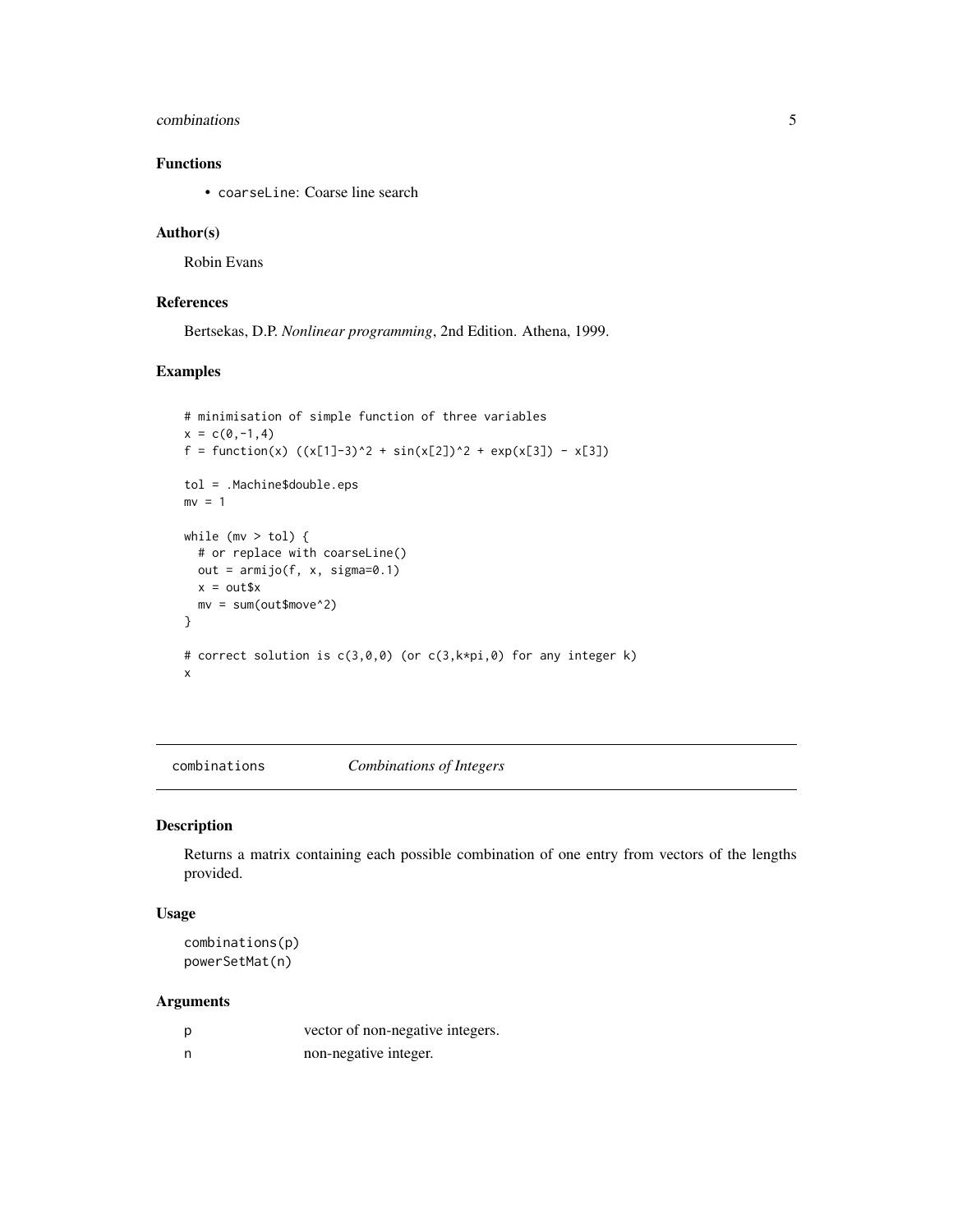## Functions

- `coarseLine`: Coarse line search

## Author(s)

Robin Evans

## References

Bertsekas, D.P. *Nonlinear programming*, 2nd Edition. Athena, 1999.

## Examples

```
# minimisation of simple function of three variables
x = c(0,-1,4)
f = function(x) ((x[1]-3)^2 + sin(x[2])^2 + exp(x[3]) - x[3])

tol = .Machine$double.eps
mv = 1

while (mv > tol) {
  # or replace with coarseLine()
  out = armijo(f, x, sigma=0.1)
  x = out$x
  mv = sum(out$move^2)
}

# correct solution is c(3,0,0) (or c(3,k*pi,0) for any integer k)
x
```

---

# combinations — *Combinations of Integers*

## Description

Returns a matrix containing each possible combination of one entry from vectors of the lengths provided.

## Usage

```
combinations(p)
powerSetMat(n)
```

## Arguments

| | |
|---|---|
| p | vector of non-negative integers. |
| n | non-negative integer. |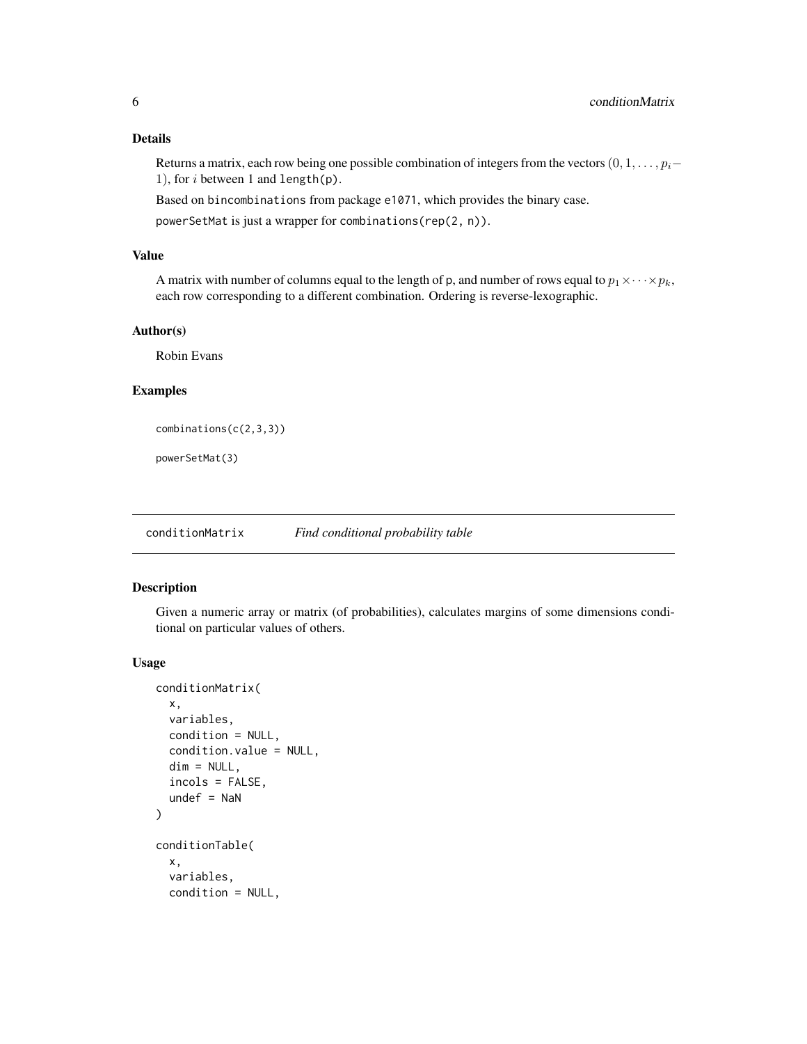## Details

Returns a matrix, each row being one possible combination of integers from the vectors $(0, 1, \ldots, p_i - 1)$, for $i$ between 1 and `length(p)`.

Based on `bincombinations` from package `e1071`, which provides the binary case.

`powerSetMat` is just a wrapper for `combinations(rep(2, n))`.

## Value

A matrix with number of columns equal to the length of `p`, and number of rows equal to $p_1 \times \cdots \times p_k$, each row corresponding to a different combination. Ordering is reverse-lexographic.

## Author(s)

Robin Evans

## Examples

```
combinations(c(2,3,3))

powerSetMat(3)
```

---

# conditionMatrix — *Find conditional probability table*

## Description

Given a numeric array or matrix (of probabilities), calculates margins of some dimensions conditional on particular values of others.

## Usage

```
conditionMatrix(
  x,
  variables,
  condition = NULL,
  condition.value = NULL,
  dim = NULL,
  incols = FALSE,
  undef = NaN
)

conditionTable(
  x,
  variables,
  condition = NULL,
```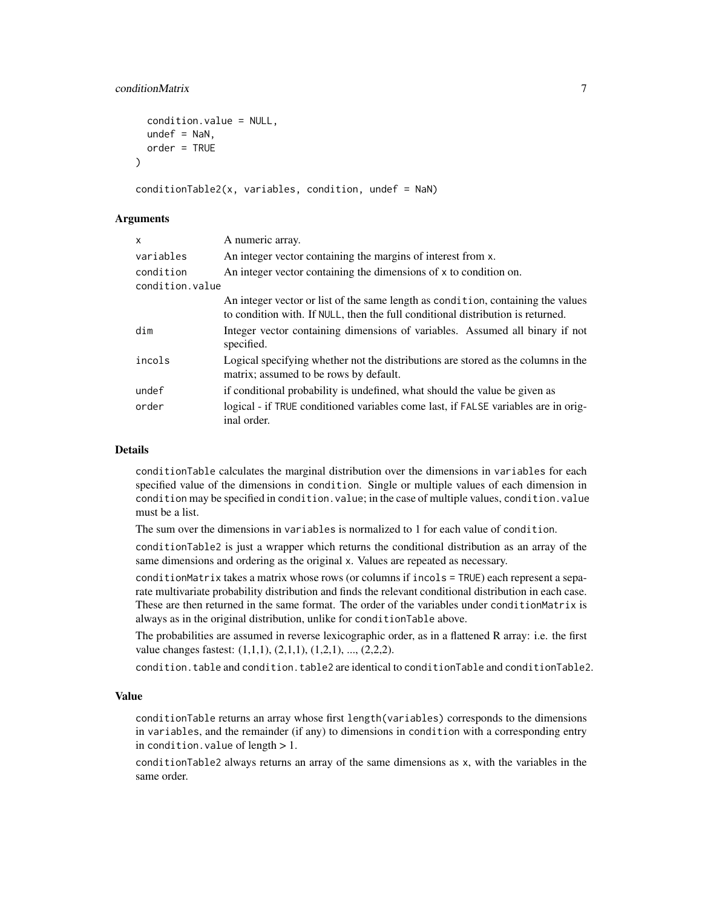```
  condition.value = NULL,
  undef = NaN,
  order = TRUE
)

conditionTable2(x, variables, condition, undef = NaN)
```

### Arguments

| | |
|---|---|
| `x` | A numeric array. |
| `variables` | An integer vector containing the margins of interest from `x`. |
| `condition` | An integer vector containing the dimensions of `x` to condition on. |
| `condition.value` | An integer vector or list of the same length as `condition`, containing the values to condition with. If `NULL`, then the full conditional distribution is returned. |
| `dim` | Integer vector containing dimensions of variables. Assumed all binary if not specified. |
| `incols` | Logical specifying whether not the distributions are stored as the columns in the matrix; assumed to be rows by default. |
| `undef` | if conditional probability is undefined, what should the value be given as |
| `order` | logical - if `TRUE` conditioned variables come last, if `FALSE` variables are in original order. |

### Details

`conditionTable` calculates the marginal distribution over the dimensions in `variables` for each specified value of the dimensions in `condition`. Single or multiple values of each dimension in `condition` may be specified in `condition.value`; in the case of multiple values, `condition.value` must be a list.

The sum over the dimensions in `variables` is normalized to 1 for each value of `condition`.

`conditionTable2` is just a wrapper which returns the conditional distribution as an array of the same dimensions and ordering as the original `x`. Values are repeated as necessary.

`conditionMatrix` takes a matrix whose rows (or columns if `incols = TRUE`) each represent a separate multivariate probability distribution and finds the relevant conditional distribution in each case. These are then returned in the same format. The order of the variables under `conditionMatrix` is always as in the original distribution, unlike for `conditionTable` above.

The probabilities are assumed in reverse lexicographic order, as in a flattened R array: i.e. the first value changes fastest: (1,1,1), (2,1,1), (1,2,1), ..., (2,2,2).

`condition.table` and `condition.table2` are identical to `conditionTable` and `conditionTable2`.

### Value

`conditionTable` returns an array whose first `length(variables)` corresponds to the dimensions in `variables`, and the remainder (if any) to dimensions in `condition` with a corresponding entry in `condition.value` of length > 1.

`conditionTable2` always returns an array of the same dimensions as `x`, with the variables in the same order.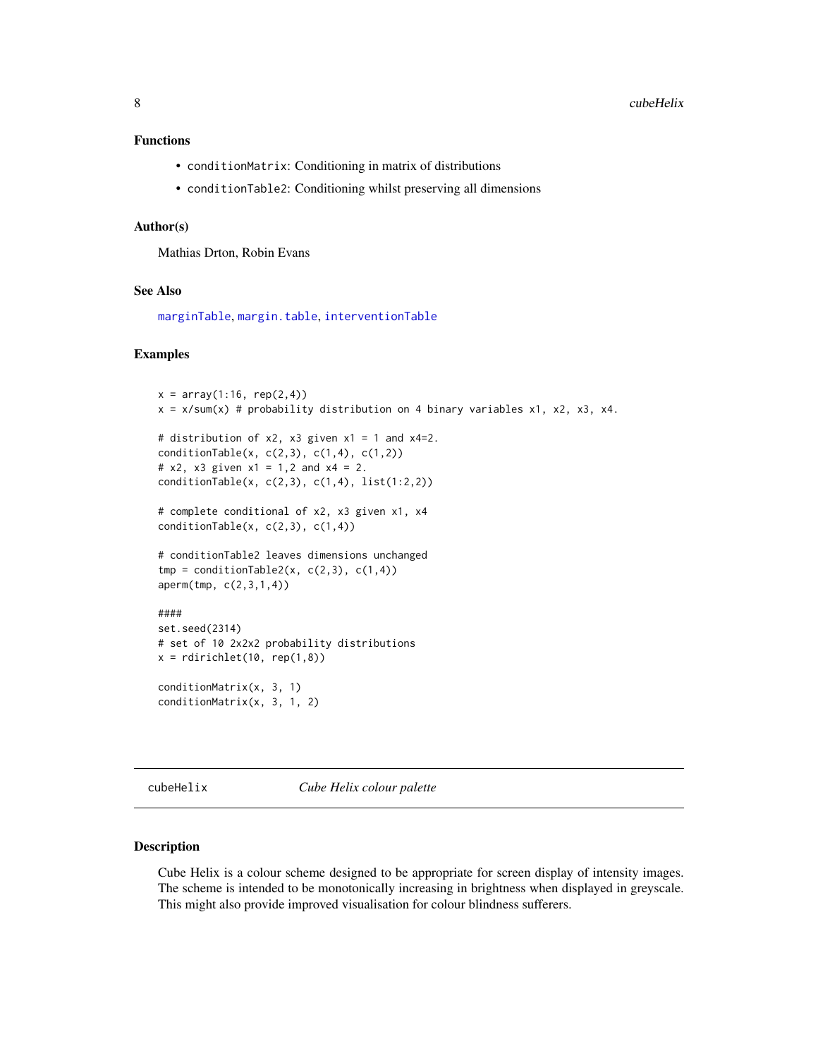### Functions

- `conditionMatrix`: Conditioning in matrix of distributions
- `conditionTable2`: Conditioning whilst preserving all dimensions

### Author(s)

Mathias Drton, Robin Evans

### See Also

`marginTable`, `margin.table`, `interventionTable`

### Examples

```
x = array(1:16, rep(2,4))
x = x/sum(x) # probability distribution on 4 binary variables x1, x2, x3, x4.

# distribution of x2, x3 given x1 = 1 and x4=2.
conditionTable(x, c(2,3), c(1,4), c(1,2))
# x2, x3 given x1 = 1,2 and x4 = 2.
conditionTable(x, c(2,3), c(1,4), list(1:2,2))

# complete conditional of x2, x3 given x1, x4
conditionTable(x, c(2,3), c(1,4))

# conditionTable2 leaves dimensions unchanged
tmp = conditionTable2(x, c(2,3), c(1,4))
aperm(tmp, c(2,3,1,4))

####
set.seed(2314)
# set of 10 2x2x2 probability distributions
x = rdirichlet(10, rep(1,8))

conditionMatrix(x, 3, 1)
conditionMatrix(x, 3, 1, 2)
```

---

## cubeHelix *Cube Helix colour palette*

---

### Description

Cube Helix is a colour scheme designed to be appropriate for screen display of intensity images. The scheme is intended to be monotonically increasing in brightness when displayed in greyscale. This might also provide improved visualisation for colour blindness sufferers.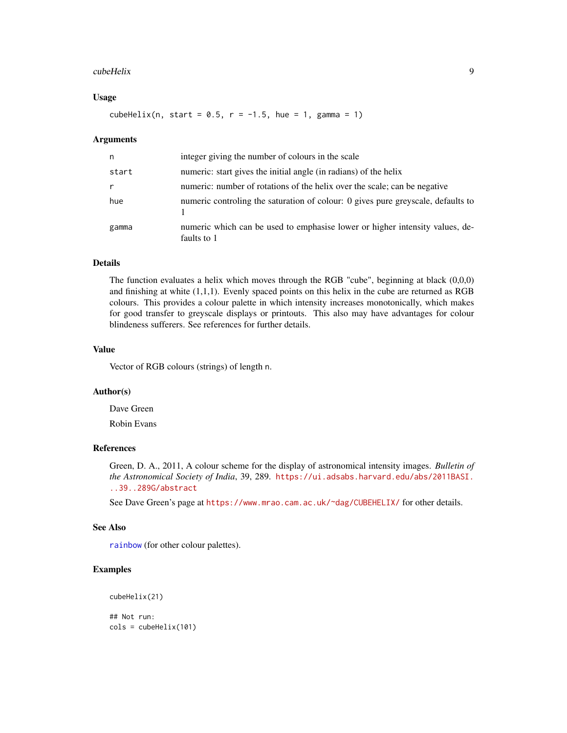### Usage

```
cubeHelix(n, start = 0.5, r = -1.5, hue = 1, gamma = 1)
```

### Arguments

| | |
|---|---|
| n | integer giving the number of colours in the scale |
| start | numeric: start gives the initial angle (in radians) of the helix |
| r | numeric: number of rotations of the helix over the scale; can be negative |
| hue | numeric controling the saturation of colour: 0 gives pure greyscale, defaults to 1 |
| gamma | numeric which can be used to emphasise lower or higher intensity values, defaults to 1 |

### Details

The function evaluates a helix which moves through the RGB "cube", beginning at black (0,0,0) and finishing at white (1,1,1). Evenly spaced points on this helix in the cube are returned as RGB colours. This provides a colour palette in which intensity increases monotonically, which makes for good transfer to greyscale displays or printouts. This also may have advantages for colour blindeness sufferers. See references for further details.

### Value

Vector of RGB colours (strings) of length `n`.

### Author(s)

Dave Green

Robin Evans

### References

Green, D. A., 2011, A colour scheme for the display of astronomical intensity images. *Bulletin of the Astronomical Society of India*, 39, 289. https://ui.adsabs.harvard.edu/abs/2011BASI...39..289G/abstract

See Dave Green's page at https://www.mrao.cam.ac.uk/~dag/CUBEHELIX/ for other details.

### See Also

`rainbow` (for other colour palettes).

### Examples

```
cubeHelix(21)

## Not run:
cols = cubeHelix(101)
```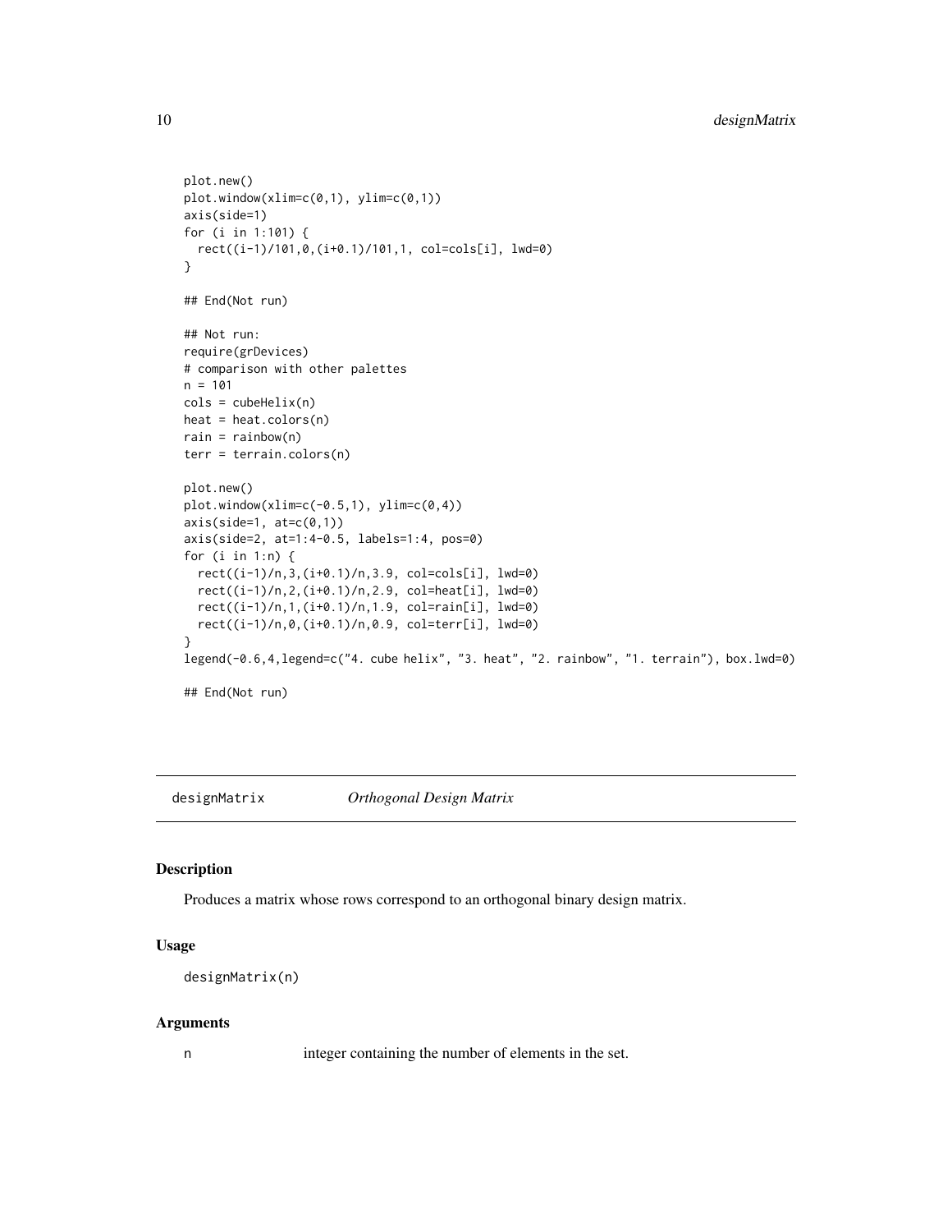```
plot.new()
plot.window(xlim=c(0,1), ylim=c(0,1))
axis(side=1)
for (i in 1:101) {
  rect((i-1)/101,0,(i+0.1)/101,1, col=cols[i], lwd=0)
}

## End(Not run)

## Not run:
require(grDevices)
# comparison with other palettes
n = 101
cols = cubeHelix(n)
heat = heat.colors(n)
rain = rainbow(n)
terr = terrain.colors(n)

plot.new()
plot.window(xlim=c(-0.5,1), ylim=c(0,4))
axis(side=1, at=c(0,1))
axis(side=2, at=1:4-0.5, labels=1:4, pos=0)
for (i in 1:n) {
  rect((i-1)/n,3,(i+0.1)/n,3.9, col=cols[i], lwd=0)
  rect((i-1)/n,2,(i+0.1)/n,2.9, col=heat[i], lwd=0)
  rect((i-1)/n,1,(i+0.1)/n,1.9, col=rain[i], lwd=0)
  rect((i-1)/n,0,(i+0.1)/n,0.9, col=terr[i], lwd=0)
}
legend(-0.6,4,legend=c("4. cube helix", "3. heat", "2. rainbow", "1. terrain"), box.lwd=0)

## End(Not run)
```

---

## designMatrix *Orthogonal Design Matrix*

### Description

Produces a matrix whose rows correspond to an orthogonal binary design matrix.

### Usage

```
designMatrix(n)
```

### Arguments

| | |
|---|---|
| n | integer containing the number of elements in the set. |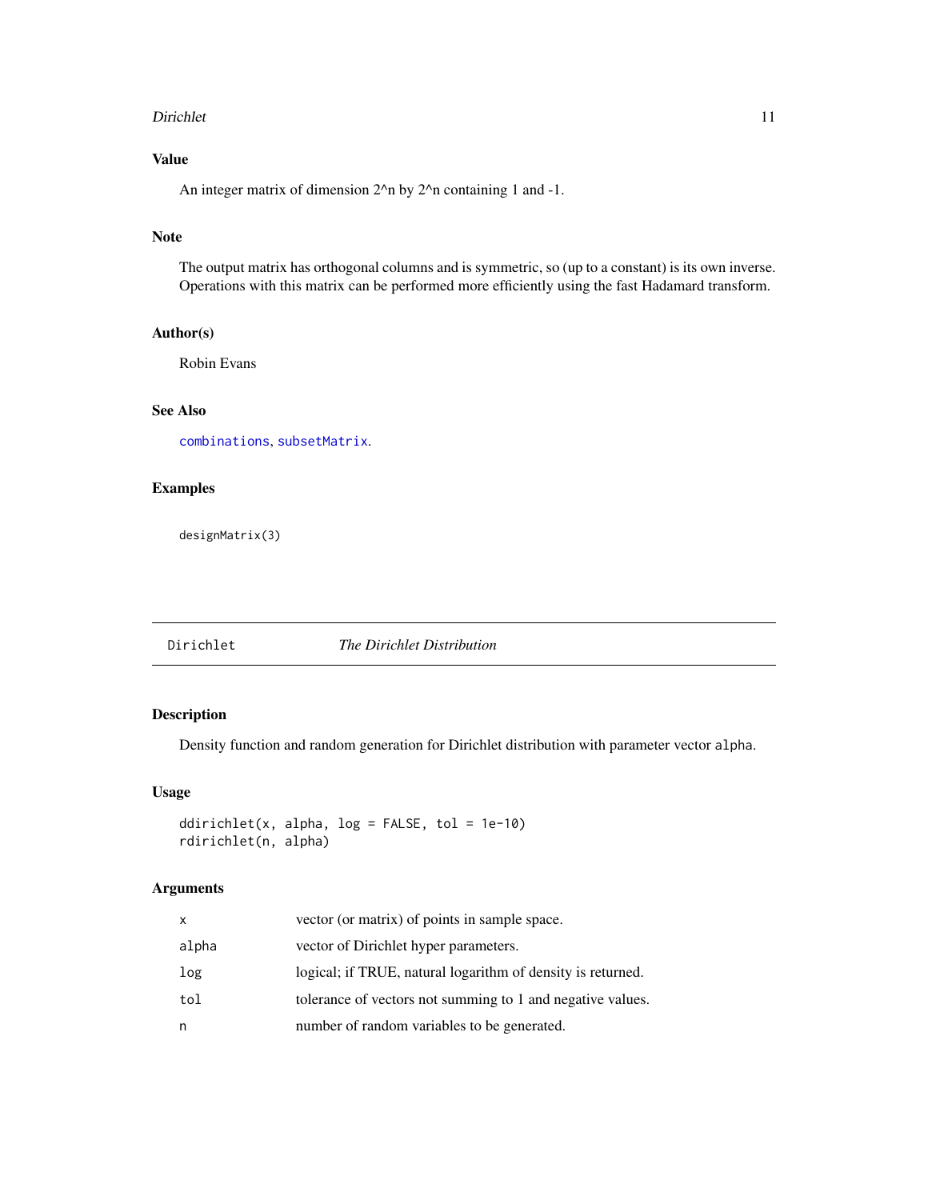## Value

An integer matrix of dimension 2^n by 2^n containing 1 and -1.

## Note

The output matrix has orthogonal columns and is symmetric, so (up to a constant) is its own inverse. Operations with this matrix can be performed more efficiently using the fast Hadamard transform.

## Author(s)

Robin Evans

## See Also

combinations, subsetMatrix.

## Examples

```
designMatrix(3)
```

---

# Dirichlet *The Dirichlet Distribution*

---

## Description

Density function and random generation for Dirichlet distribution with parameter vector `alpha`.

## Usage

```
ddirichlet(x, alpha, log = FALSE, tol = 1e-10)
rdirichlet(n, alpha)
```

## Arguments

| | |
|---|---|
| x | vector (or matrix) of points in sample space. |
| alpha | vector of Dirichlet hyper parameters. |
| log | logical; if TRUE, natural logarithm of density is returned. |
| tol | tolerance of vectors not summing to 1 and negative values. |
| n | number of random variables to be generated. |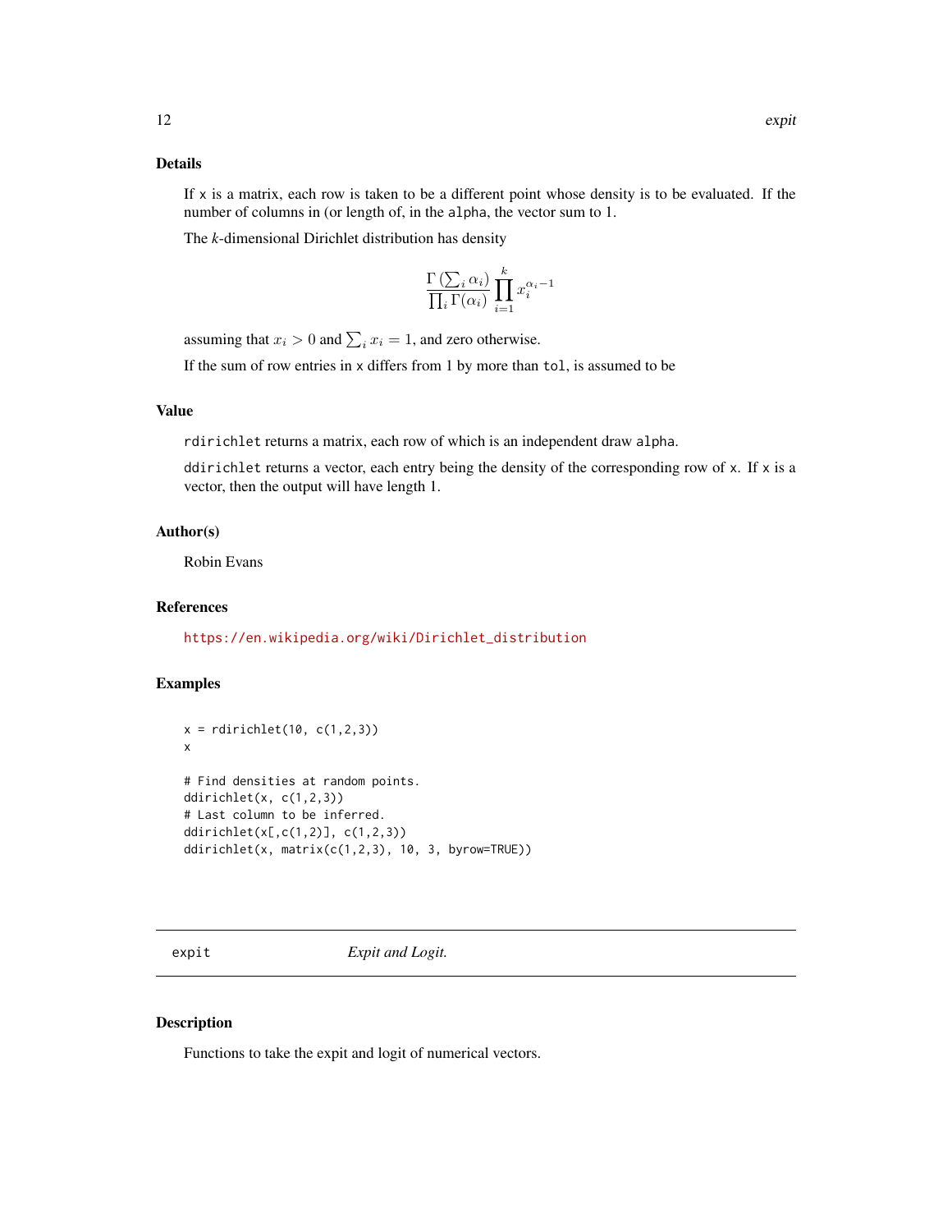### Details

If x is a matrix, each row is taken to be a different point whose density is to be evaluated. If the number of columns in (or length of, in the alpha, the vector sum to 1.

The $k$-dimensional Dirichlet distribution has density

$$\frac{\Gamma\left(\sum_i \alpha_i\right)}{\prod_i \Gamma(\alpha_i)} \prod_{i=1}^{k} x_i^{\alpha_i - 1}$$

assuming that $x_i > 0$ and $\sum_i x_i = 1$, and zero otherwise.

If the sum of row entries in x differs from 1 by more than tol, is assumed to be

### Value

rdirichlet returns a matrix, each row of which is an independent draw alpha.

ddirichlet returns a vector, each entry being the density of the corresponding row of x. If x is a vector, then the output will have length 1.

### Author(s)

Robin Evans

### References

https://en.wikipedia.org/wiki/Dirichlet_distribution

### Examples

```
x = rdirichlet(10, c(1,2,3))
x

# Find densities at random points.
ddirichlet(x, c(1,2,3))
# Last column to be inferred.
ddirichlet(x[,c(1,2)], c(1,2,3))
ddirichlet(x, matrix(c(1,2,3), 10, 3, byrow=TRUE))
```

---

## expit *Expit and Logit.*

---

### Description

Functions to take the expit and logit of numerical vectors.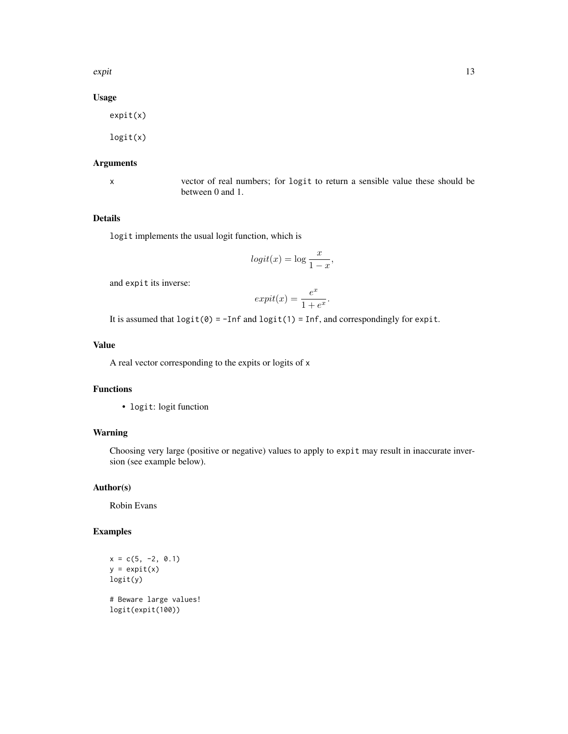## Usage

```
expit(x)

logit(x)
```

## Arguments

x    vector of real numbers; for `logit` to return a sensible value these should be between 0 and 1.

## Details

`logit` implements the usual logit function, which is

$$logit(x) = \log \frac{x}{1-x},$$

and `expit` its inverse:

$$expit(x) = \frac{e^x}{1+e^x}.$$

It is assumed that `logit(0) = -Inf` and `logit(1) = Inf`, and correspondingly for `expit`.

## Value

A real vector corresponding to the expits or logits of `x`

## Functions

- `logit`: logit function

## Warning

Choosing very large (positive or negative) values to apply to `expit` may result in inaccurate inversion (see example below).

## Author(s)

Robin Evans

## Examples

```
x = c(5, -2, 0.1)
y = expit(x)
logit(y)

# Beware large values!
logit(expit(100))
```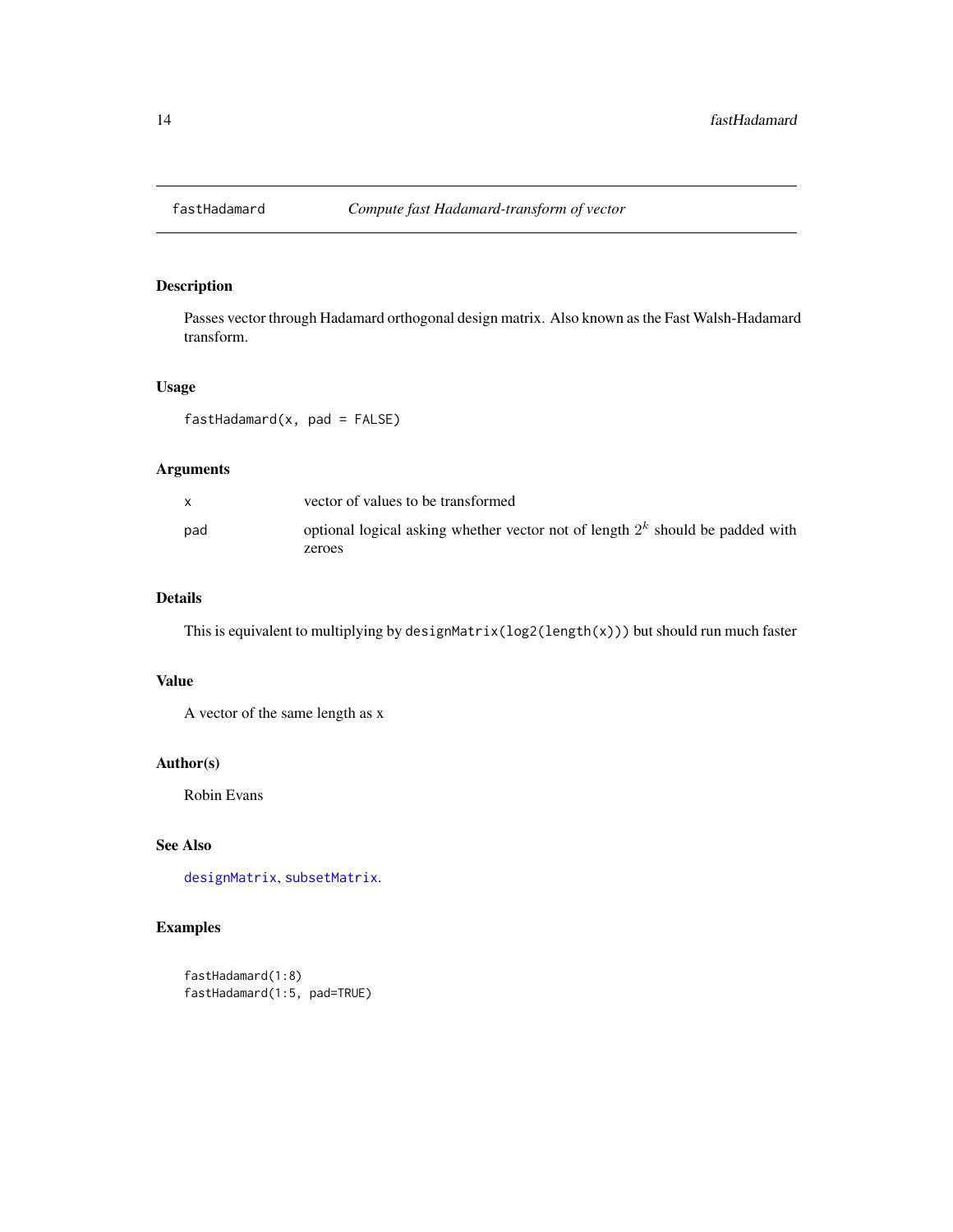# fastHadamard — *Compute fast Hadamard-transform of vector*

## Description

Passes vector through Hadamard orthogonal design matrix. Also known as the Fast Walsh-Hadamard transform.

## Usage

```
fastHadamard(x, pad = FALSE)
```

## Arguments

| | |
|---|---|
| `x` | vector of values to be transformed |
| `pad` | optional logical asking whether vector not of length $2^k$ should be padded with zeroes |

## Details

This is equivalent to multiplying by `designMatrix(log2(length(x)))` but should run much faster

## Value

A vector of the same length as x

## Author(s)

Robin Evans

## See Also

`designMatrix`, `subsetMatrix`.

## Examples

```
fastHadamard(1:8)
fastHadamard(1:5, pad=TRUE)
```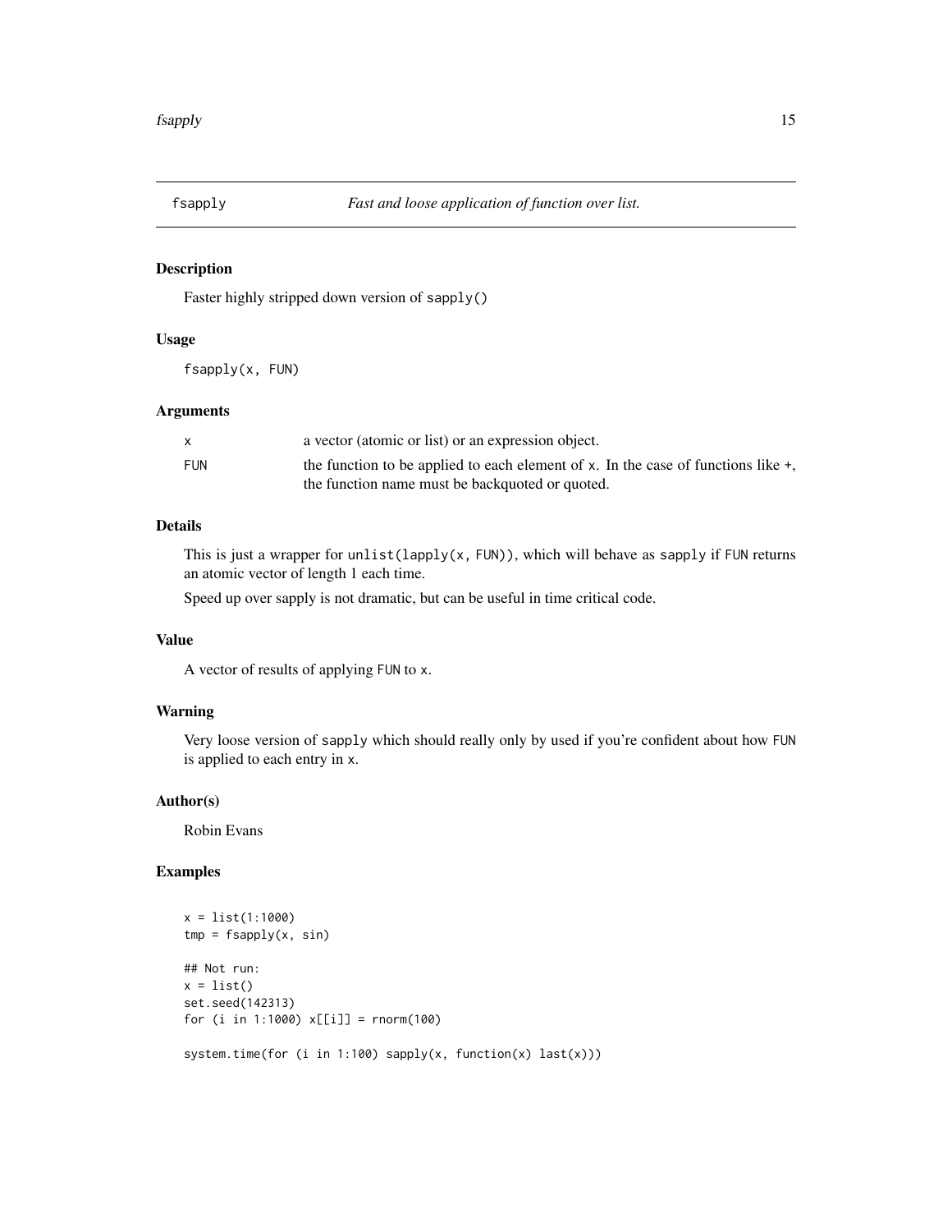## fsapply — *Fast and loose application of function over list.*

### Description

Faster highly stripped down version of `sapply()`

### Usage

```
fsapply(x, FUN)
```

### Arguments

| | |
|---|---|
| x | a vector (atomic or list) or an expression object. |
| FUN | the function to be applied to each element of x. In the case of functions like +, the function name must be backquoted or quoted. |

### Details

This is just a wrapper for `unlist(lapply(x, FUN))`, which will behave as `sapply` if `FUN` returns an atomic vector of length 1 each time.

Speed up over sapply is not dramatic, but can be useful in time critical code.

### Value

A vector of results of applying `FUN` to `x`.

### Warning

Very loose version of `sapply` which should really only by used if you're confident about how `FUN` is applied to each entry in `x`.

### Author(s)

Robin Evans

### Examples

```
x = list(1:1000)
tmp = fsapply(x, sin)

## Not run:
x = list()
set.seed(142313)
for (i in 1:1000) x[[i]] = rnorm(100)

system.time(for (i in 1:100) sapply(x, function(x) last(x)))
```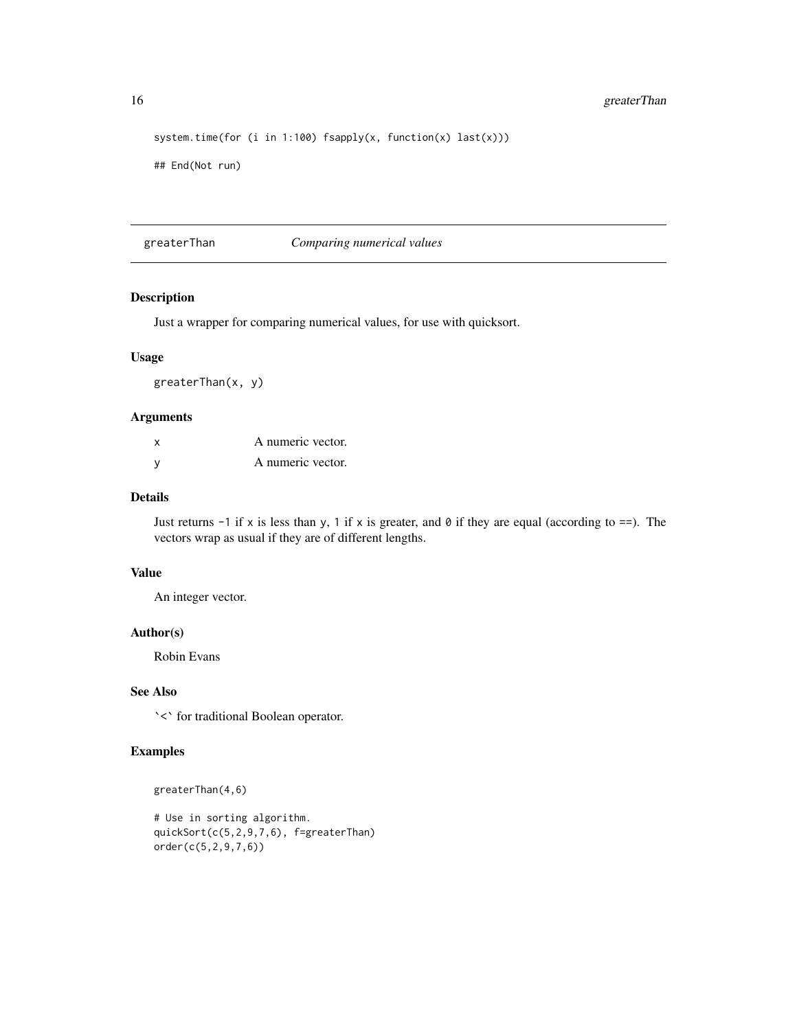```
system.time(for (i in 1:100) fsapply(x, function(x) last(x)))

## End(Not run)
```

## greaterThan — *Comparing numerical values*

### Description

Just a wrapper for comparing numerical values, for use with quicksort.

### Usage

```
greaterThan(x, y)
```

### Arguments

| | |
|---|---|
| x | A numeric vector. |
| y | A numeric vector. |

### Details

Just returns `-1` if `x` is less than `y`, `1` if `x` is greater, and `0` if they are equal (according to `==`). The vectors wrap as usual if they are of different lengths.

### Value

An integer vector.

### Author(s)

Robin Evans

### See Also

`` `<` `` for traditional Boolean operator.

### Examples

```
greaterThan(4,6)

# Use in sorting algorithm.
quickSort(c(5,2,9,7,6), f=greaterThan)
order(c(5,2,9,7,6))
```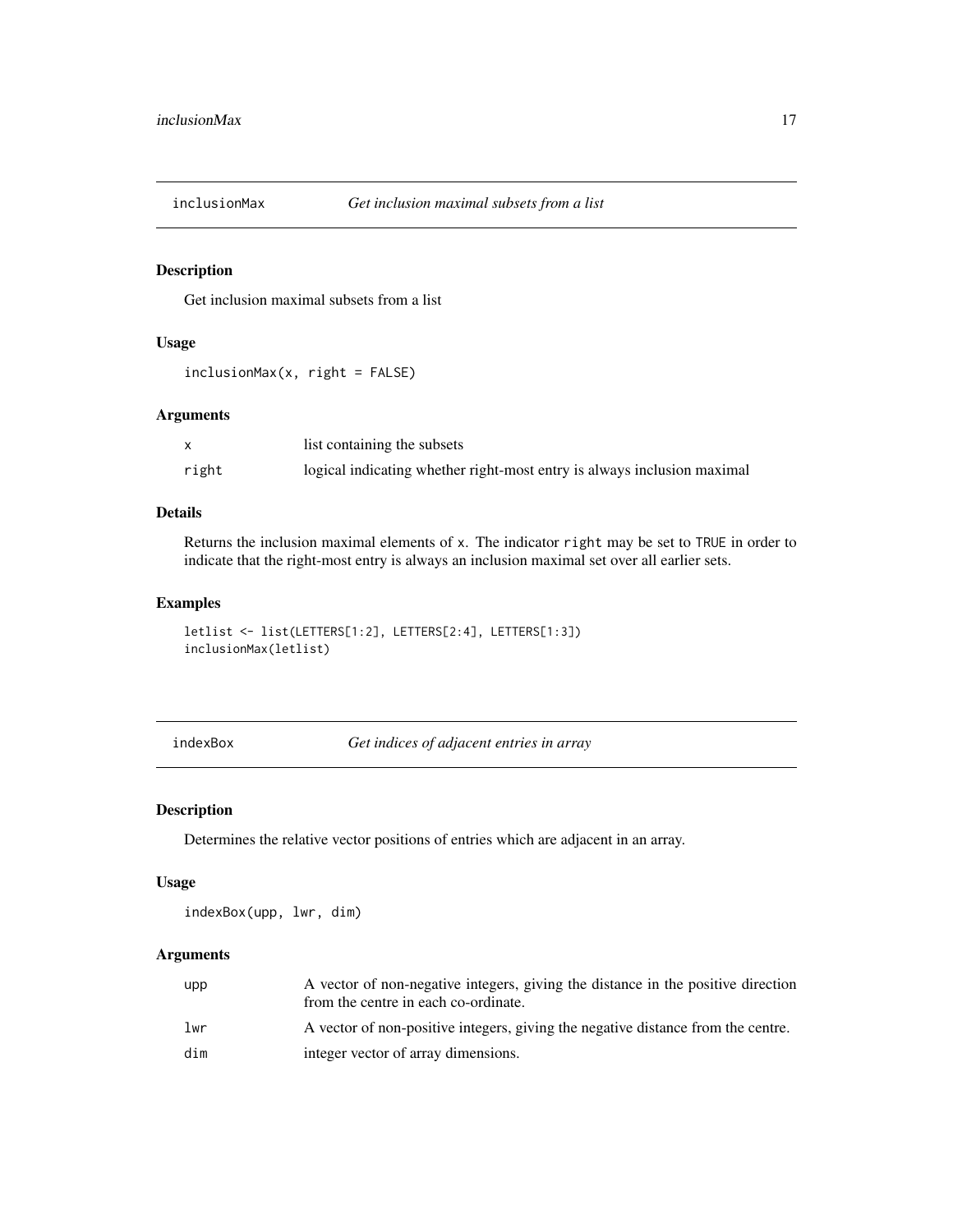## inclusionMax *Get inclusion maximal subsets from a list*

### Description

Get inclusion maximal subsets from a list

### Usage

```
inclusionMax(x, right = FALSE)
```

### Arguments

| | |
|---|---|
| x | list containing the subsets |
| right | logical indicating whether right-most entry is always inclusion maximal |

### Details

Returns the inclusion maximal elements of x. The indicator right may be set to TRUE in order to indicate that the right-most entry is always an inclusion maximal set over all earlier sets.

### Examples

```
letlist <- list(LETTERS[1:2], LETTERS[2:4], LETTERS[1:3])
inclusionMax(letlist)
```

## indexBox *Get indices of adjacent entries in array*

### Description

Determines the relative vector positions of entries which are adjacent in an array.

### Usage

```
indexBox(upp, lwr, dim)
```

### Arguments

| | |
|---|---|
| upp | A vector of non-negative integers, giving the distance in the positive direction from the centre in each co-ordinate. |
| lwr | A vector of non-positive integers, giving the negative distance from the centre. |
| dim | integer vector of array dimensions. |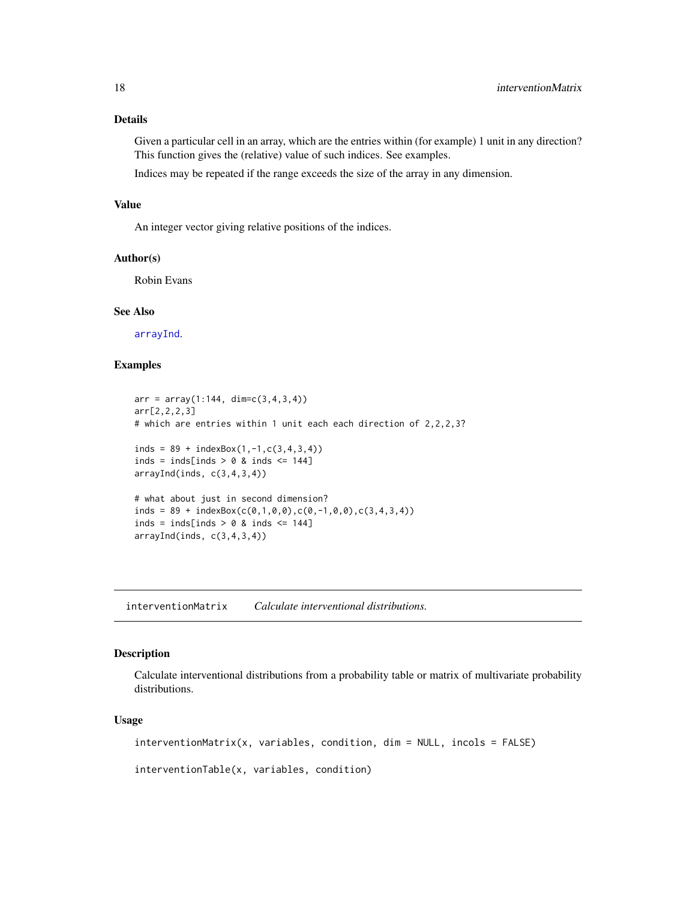### Details

Given a particular cell in an array, which are the entries within (for example) 1 unit in any direction? This function gives the (relative) value of such indices. See examples.

Indices may be repeated if the range exceeds the size of the array in any dimension.

### Value

An integer vector giving relative positions of the indices.

### Author(s)

Robin Evans

### See Also

arrayInd.

### Examples

```
arr = array(1:144, dim=c(3,4,3,4))
arr[2,2,2,3]
# which are entries within 1 unit each each direction of 2,2,2,3?

inds = 89 + indexBox(1,-1,c(3,4,3,4))
inds = inds[inds > 0 & inds <= 144]
arrayInd(inds, c(3,4,3,4))

# what about just in second dimension?
inds = 89 + indexBox(c(0,1,0,0),c(0,-1,0,0),c(3,4,3,4))
inds = inds[inds > 0 & inds <= 144]
arrayInd(inds, c(3,4,3,4))
```

---

## interventionMatrix *Calculate interventional distributions.*

### Description

Calculate interventional distributions from a probability table or matrix of multivariate probability distributions.

### Usage

```
interventionMatrix(x, variables, condition, dim = NULL, incols = FALSE)

interventionTable(x, variables, condition)
```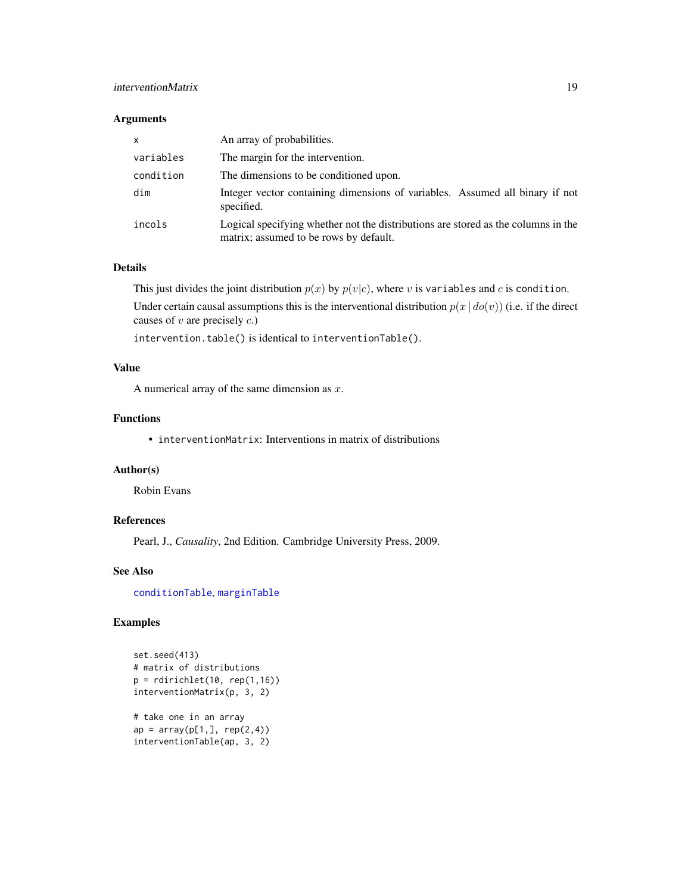### Arguments

| | |
|---|---|
| `x` | An array of probabilities. |
| `variables` | The margin for the intervention. |
| `condition` | The dimensions to be conditioned upon. |
| `dim` | Integer vector containing dimensions of variables. Assumed all binary if not specified. |
| `incols` | Logical specifying whether not the distributions are stored as the columns in the matrix; assumed to be rows by default. |

### Details

This just divides the joint distribution $p(x)$ by $p(v|c)$, where $v$ is `variables` and $c$ is `condition`.

Under certain causal assumptions this is the interventional distribution $p(x \mid do(v))$ (i.e. if the direct causes of $v$ are precisely $c$.)

`intervention.table()` is identical to `interventionTable()`.

### Value

A numerical array of the same dimension as $x$.

### Functions

- `interventionMatrix`: Interventions in matrix of distributions

### Author(s)

Robin Evans

### References

Pearl, J., *Causality*, 2nd Edition. Cambridge University Press, 2009.

### See Also

`conditionTable`, `marginTable`

### Examples

```
set.seed(413)
# matrix of distributions
p = rdirichlet(10, rep(1,16))
interventionMatrix(p, 3, 2)

# take one in an array
ap = array(p[1,], rep(2,4))
interventionTable(ap, 3, 2)
```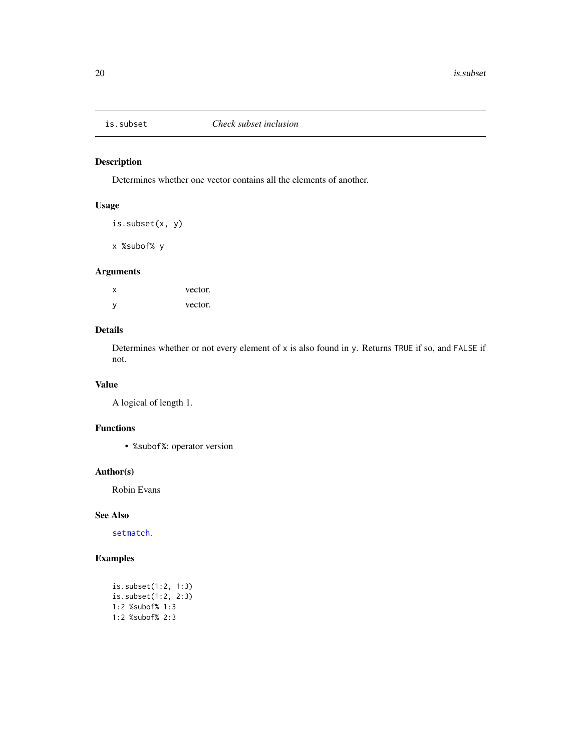# is.subset — *Check subset inclusion*

## Description

Determines whether one vector contains all the elements of another.

## Usage

```
is.subset(x, y)

x %subof% y
```

## Arguments

| | |
|---|---|
| `x` | vector. |
| `y` | vector. |

## Details

Determines whether or not every element of `x` is also found in `y`. Returns `TRUE` if so, and `FALSE` if not.

## Value

A logical of length 1.

## Functions

- `%subof%`: operator version

## Author(s)

Robin Evans

## See Also

`setmatch`.

## Examples

```
is.subset(1:2, 1:3)
is.subset(1:2, 2:3)
1:2 %subof% 1:3
1:2 %subof% 2:3
```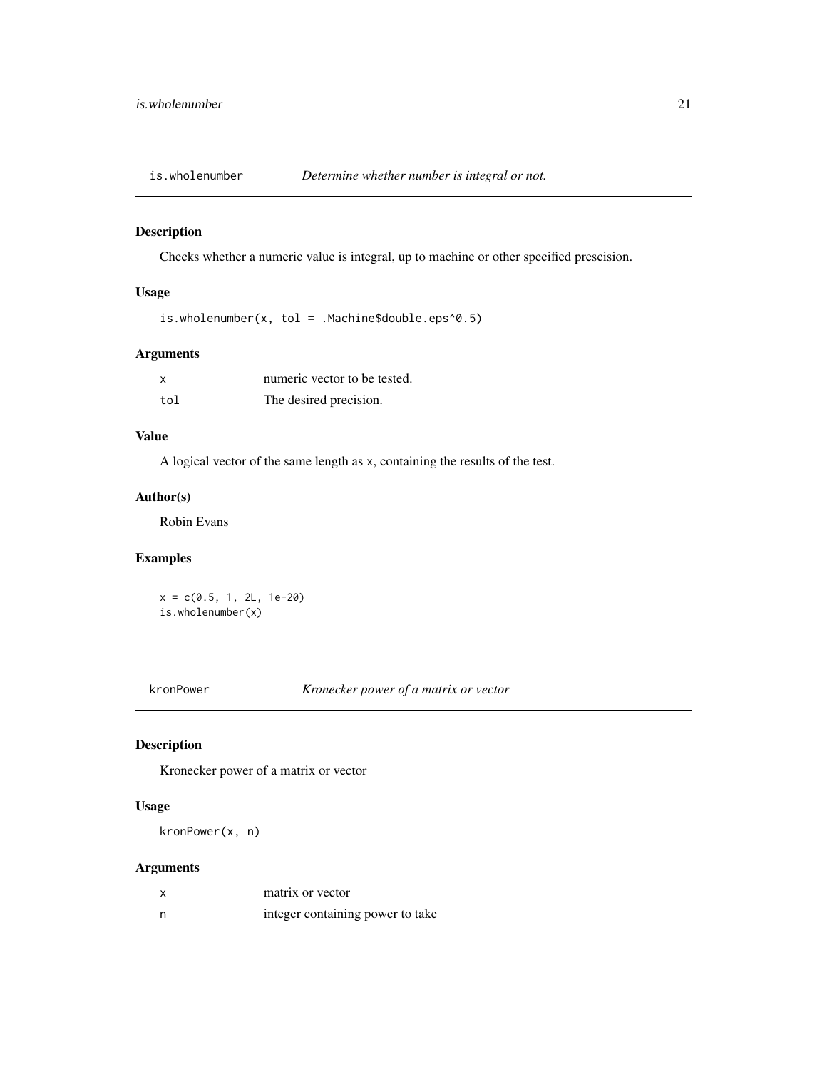## is.wholenumber — *Determine whether number is integral or not.*

### Description

Checks whether a numeric value is integral, up to machine or other specified prescision.

### Usage

```
is.wholenumber(x, tol = .Machine$double.eps^0.5)
```

### Arguments

| | |
|---|---|
| `x` | numeric vector to be tested. |
| `tol` | The desired precision. |

### Value

A logical vector of the same length as `x`, containing the results of the test.

### Author(s)

Robin Evans

### Examples

```
x = c(0.5, 1, 2L, 1e-20)
is.wholenumber(x)
```

## kronPower — *Kronecker power of a matrix or vector*

### Description

Kronecker power of a matrix or vector

### Usage

```
kronPower(x, n)
```

### Arguments

| | |
|---|---|
| `x` | matrix or vector |
| `n` | integer containing power to take |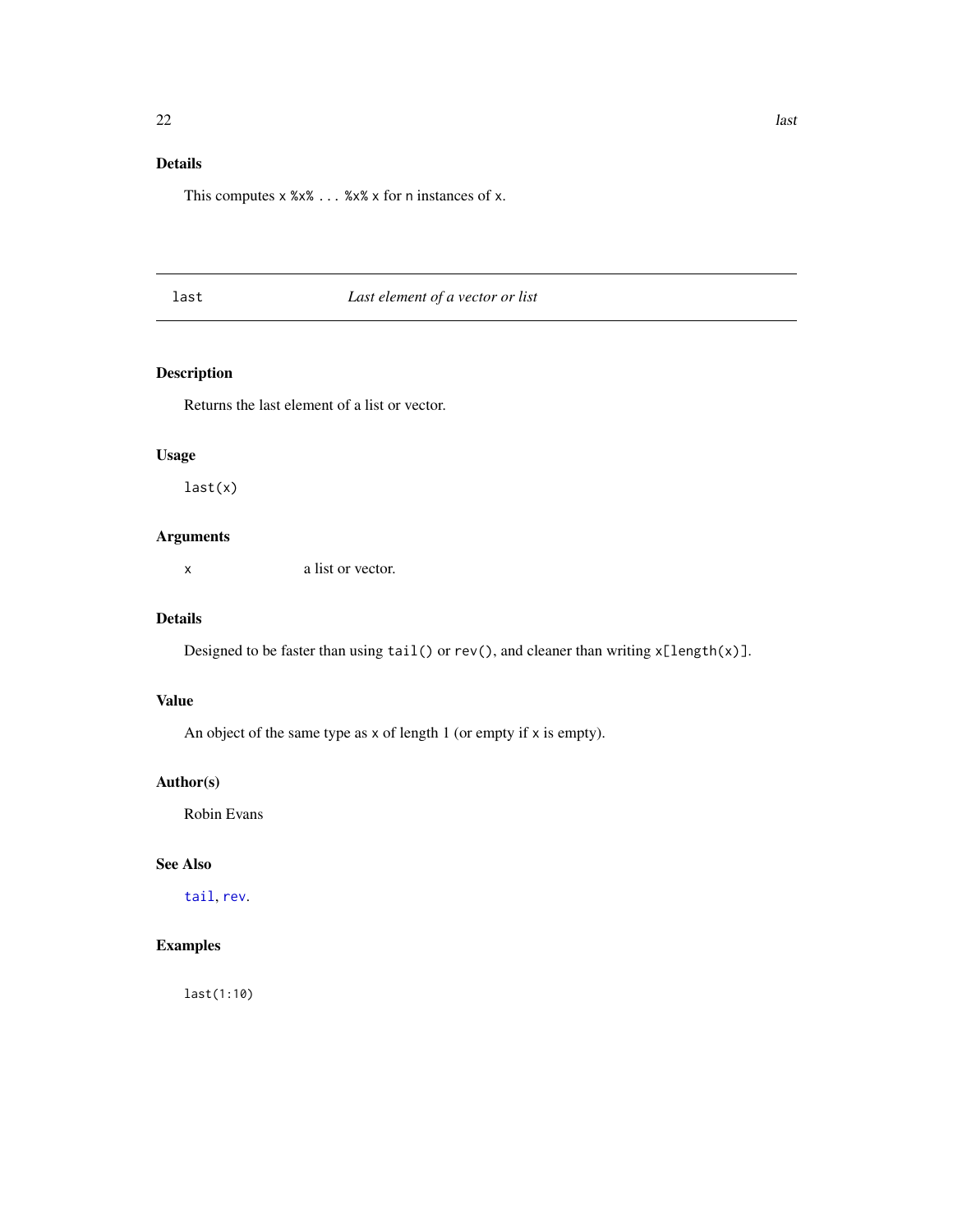## Details

This computes `x %x% ... %x% x` for `n` instances of `x`.

---

`last` *Last element of a vector or list*

---

## Description

Returns the last element of a list or vector.

## Usage

```
last(x)
```

## Arguments

`x` a list or vector.

## Details

Designed to be faster than using `tail()` or `rev()`, and cleaner than writing `x[length(x)]`.

## Value

An object of the same type as `x` of length 1 (or empty if `x` is empty).

## Author(s)

Robin Evans

## See Also

`tail`, `rev`.

## Examples

```
last(1:10)
```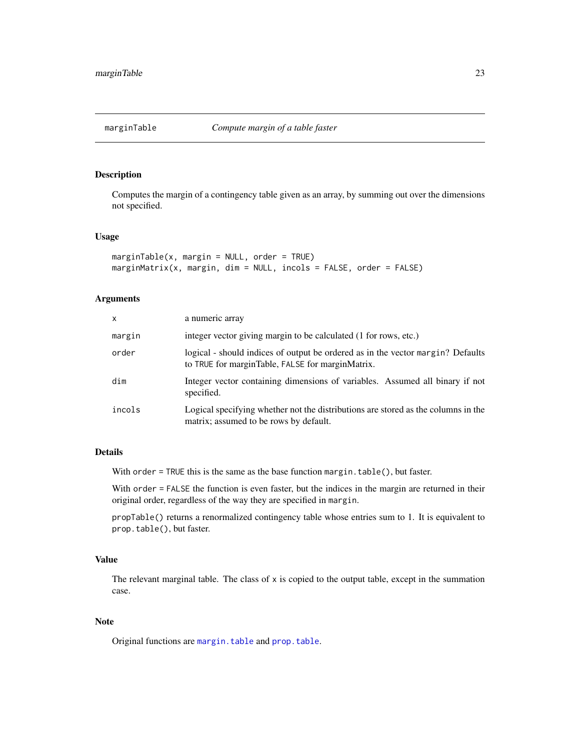## marginTable — *Compute margin of a table faster*

### Description

Computes the margin of a contingency table given as an array, by summing out over the dimensions not specified.

### Usage

```
marginTable(x, margin = NULL, order = TRUE)
marginMatrix(x, margin, dim = NULL, incols = FALSE, order = FALSE)
```

### Arguments

| | |
|---|---|
| `x` | a numeric array |
| `margin` | integer vector giving margin to be calculated (1 for rows, etc.) |
| `order` | logical - should indices of output be ordered as in the vector `margin`? Defaults to `TRUE` for marginTable, `FALSE` for marginMatrix. |
| `dim` | Integer vector containing dimensions of variables. Assumed all binary if not specified. |
| `incols` | Logical specifying whether not the distributions are stored as the columns in the matrix; assumed to be rows by default. |

### Details

With `order = TRUE` this is the same as the base function `margin.table()`, but faster.

With `order = FALSE` the function is even faster, but the indices in the margin are returned in their original order, regardless of the way they are specified in `margin`.

`propTable()` returns a renormalized contingency table whose entries sum to 1. It is equivalent to `prop.table()`, but faster.

### Value

The relevant marginal table. The class of `x` is copied to the output table, except in the summation case.

### Note

Original functions are `margin.table` and `prop.table`.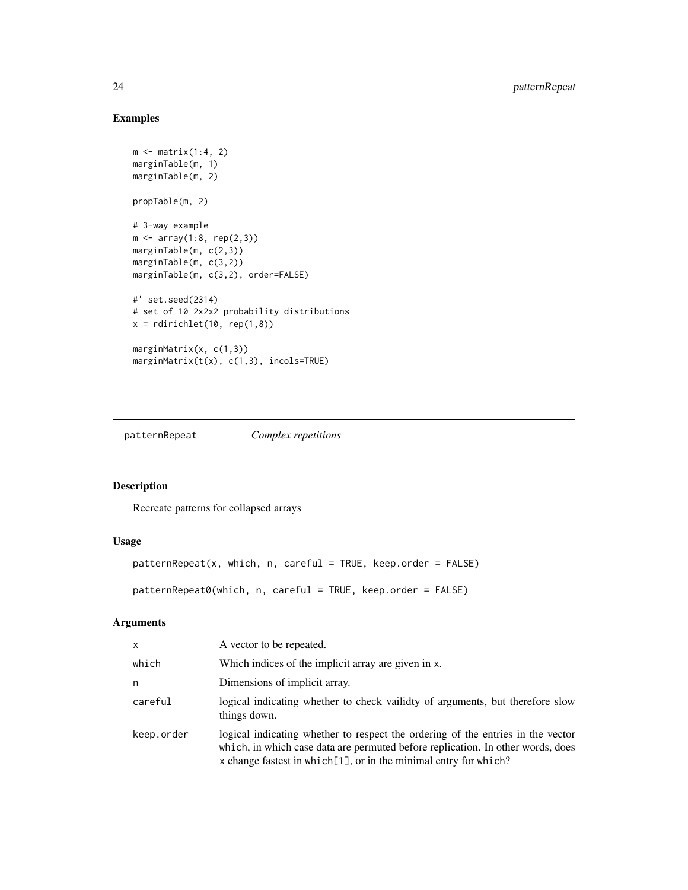## Examples

```
m <- matrix(1:4, 2)
marginTable(m, 1)
marginTable(m, 2)

propTable(m, 2)

# 3-way example
m <- array(1:8, rep(2,3))
marginTable(m, c(2,3))
marginTable(m, c(3,2))
marginTable(m, c(3,2), order=FALSE)

#' set.seed(2314)
# set of 10 2x2x2 probability distributions
x = rdirichlet(10, rep(1,8))

marginMatrix(x, c(1,3))
marginMatrix(t(x), c(1,3), incols=TRUE)
```

---

# patternRepeat &nbsp;&nbsp;&nbsp; *Complex repetitions*

---

## Description

Recreate patterns for collapsed arrays

## Usage

```
patternRepeat(x, which, n, careful = TRUE, keep.order = FALSE)

patternRepeat0(which, n, careful = TRUE, keep.order = FALSE)
```

## Arguments

| | |
|---|---|
| `x` | A vector to be repeated. |
| `which` | Which indices of the implicit array are given in `x`. |
| `n` | Dimensions of implicit array. |
| `careful` | logical indicating whether to check vailidty of arguments, but therefore slow things down. |
| `keep.order` | logical indicating whether to respect the ordering of the entries in the vector `which`, in which case data are permuted before replication. In other words, does `x` change fastest in `which[1]`, or in the minimal entry for `which`? |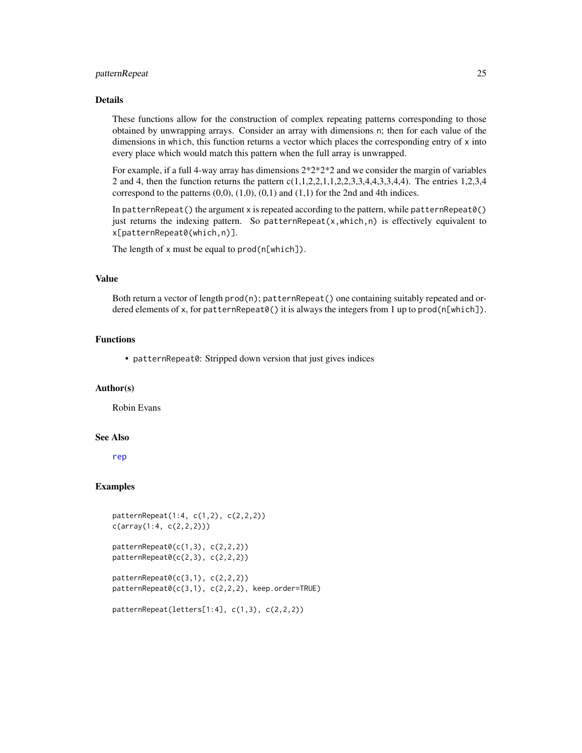## Details

These functions allow for the construction of complex repeating patterns corresponding to those obtained by unwrapping arrays. Consider an array with dimensions `n`; then for each value of the dimensions in `which`, this function returns a vector which places the corresponding entry of `x` into every place which would match this pattern when the full array is unwrapped.

For example, if a full 4-way array has dimensions 2*2*2*2 and we consider the margin of variables 2 and 4, then the function returns the pattern c(1,1,2,2,1,1,2,2,3,3,4,4,3,3,4,4). The entries 1,2,3,4 correspond to the patterns (0,0), (1,0), (0,1) and (1,1) for the 2nd and 4th indices.

In `patternRepeat()` the argument `x` is repeated according to the pattern, while `patternRepeat0()` just returns the indexing pattern. So `patternRepeat(x,which,n)` is effectively equivalent to `x[patternRepeat0(which,n)]`.

The length of `x` must be equal to `prod(n[which])`.

## Value

Both return a vector of length `prod(n)`; `patternRepeat()` one containing suitably repeated and ordered elements of `x`, for `patternRepeat0()` it is always the integers from 1 up to `prod(n[which])`.

## Functions

- `patternRepeat0`: Stripped down version that just gives indices

## Author(s)

Robin Evans

## See Also

`rep`

## Examples

```
patternRepeat(1:4, c(1,2), c(2,2,2))
c(array(1:4, c(2,2,2)))

patternRepeat0(c(1,3), c(2,2,2))
patternRepeat0(c(2,3), c(2,2,2))

patternRepeat0(c(3,1), c(2,2,2))
patternRepeat0(c(3,1), c(2,2,2), keep.order=TRUE)

patternRepeat(letters[1:4], c(1,3), c(2,2,2))
```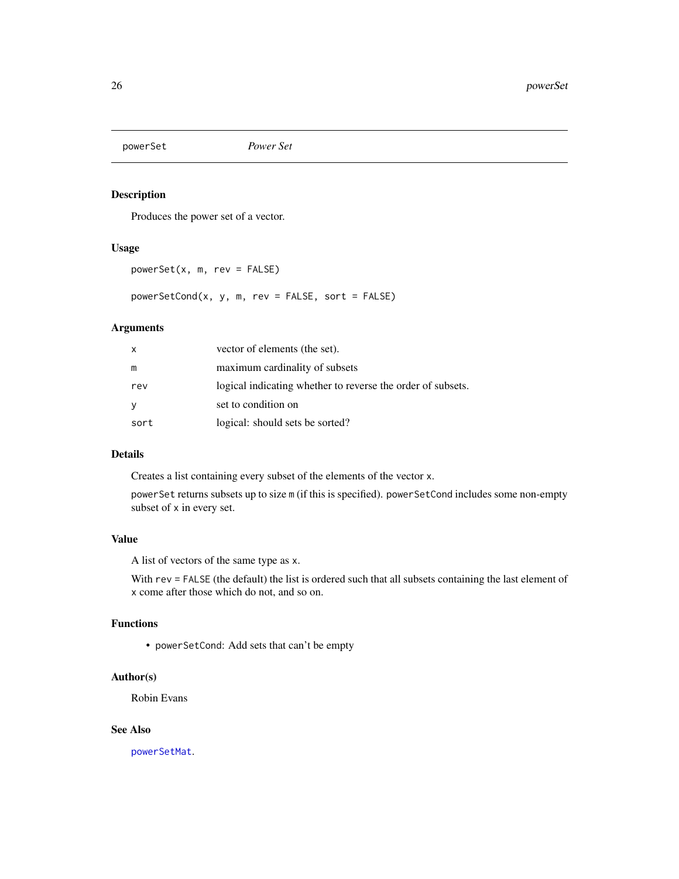## powerSet *Power Set*

### Description

Produces the power set of a vector.

### Usage

```
powerSet(x, m, rev = FALSE)

powerSetCond(x, y, m, rev = FALSE, sort = FALSE)
```

### Arguments

| | |
|---|---|
| x | vector of elements (the set). |
| m | maximum cardinality of subsets |
| rev | logical indicating whether to reverse the order of subsets. |
| y | set to condition on |
| sort | logical: should sets be sorted? |

### Details

Creates a list containing every subset of the elements of the vector `x`.

`powerSet` returns subsets up to size `m` (if this is specified). `powerSetCond` includes some non-empty subset of `x` in every set.

### Value

A list of vectors of the same type as `x`.

With `rev = FALSE` (the default) the list is ordered such that all subsets containing the last element of `x` come after those which do not, and so on.

### Functions

- `powerSetCond`: Add sets that can't be empty

### Author(s)

Robin Evans

### See Also

`powerSetMat`.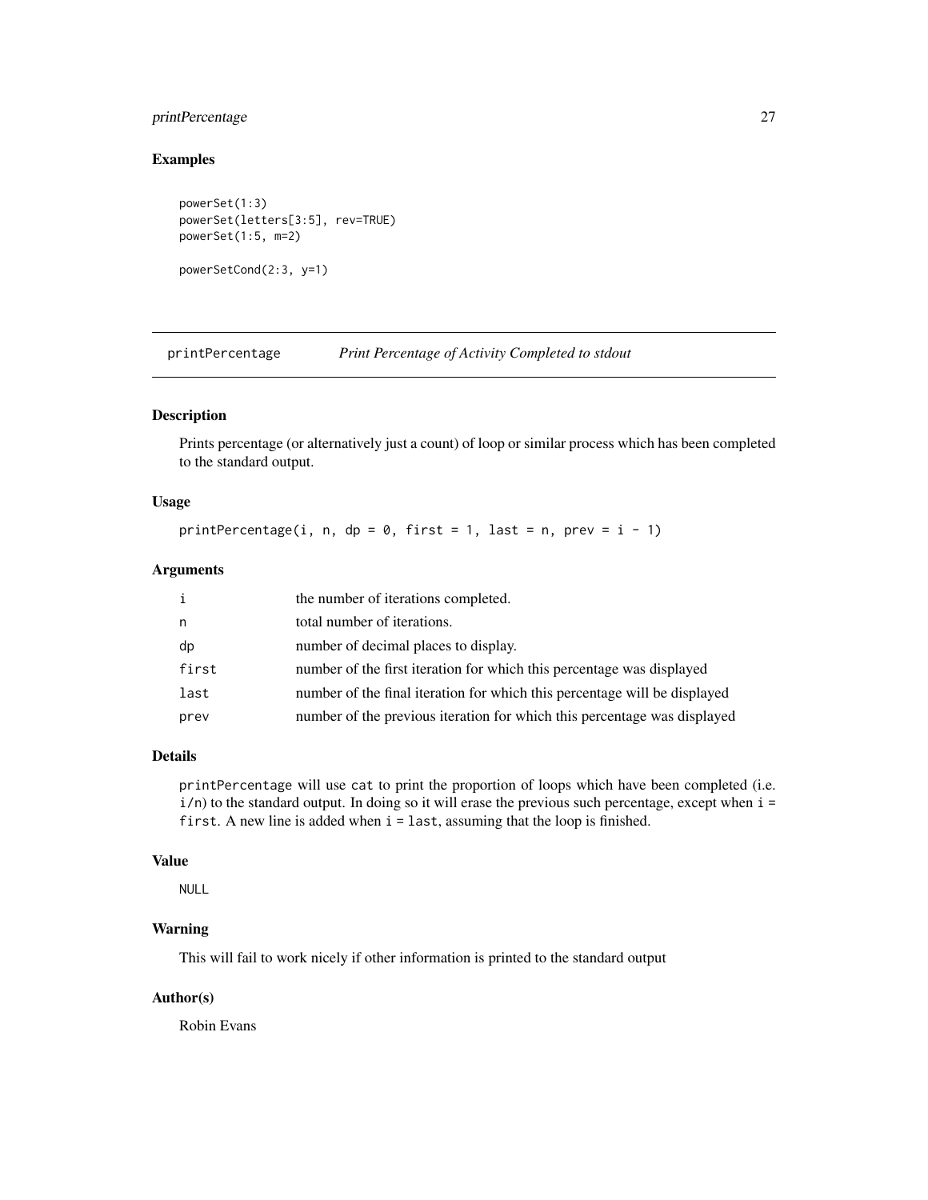### Examples

```
powerSet(1:3)
powerSet(letters[3:5], rev=TRUE)
powerSet(1:5, m=2)

powerSetCond(2:3, y=1)
```

---

## printPercentage *Print Percentage of Activity Completed to stdout*

### Description

Prints percentage (or alternatively just a count) of loop or similar process which has been completed to the standard output.

### Usage

```
printPercentage(i, n, dp = 0, first = 1, last = n, prev = i - 1)
```

### Arguments

| | |
|---|---|
| `i` | the number of iterations completed. |
| `n` | total number of iterations. |
| `dp` | number of decimal places to display. |
| `first` | number of the first iteration for which this percentage was displayed |
| `last` | number of the final iteration for which this percentage will be displayed |
| `prev` | number of the previous iteration for which this percentage was displayed |

### Details

`printPercentage` will use `cat` to print the proportion of loops which have been completed (i.e. `i/n`) to the standard output. In doing so it will erase the previous such percentage, except when `i = first`. A new line is added when `i = last`, assuming that the loop is finished.

### Value

`NULL`

### Warning

This will fail to work nicely if other information is printed to the standard output

### Author(s)

Robin Evans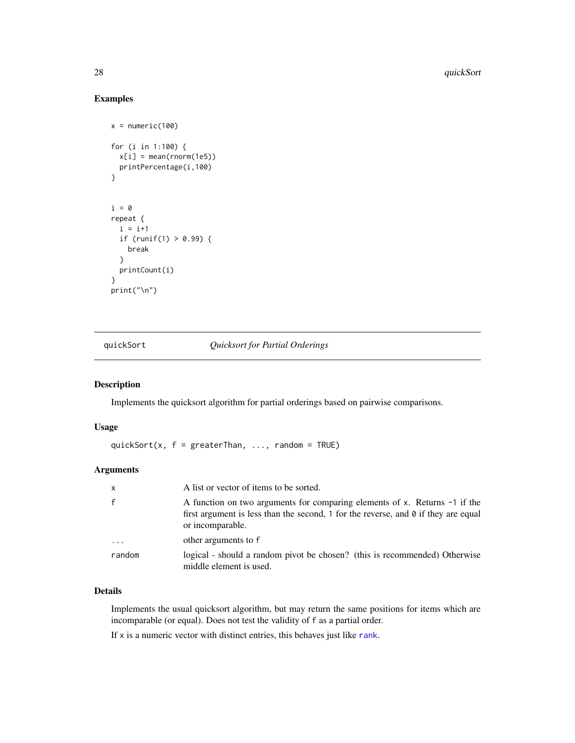## Examples

```
x = numeric(100)

for (i in 1:100) {
  x[i] = mean(rnorm(1e5))
  printPercentage(i,100)
}


i = 0
repeat {
  i = i+1
  if (runif(1) > 0.99) {
    break
  }
  printCount(i)
}
print("\n")
```

---

# quickSort *Quicksort for Partial Orderings*

---

## Description

Implements the quicksort algorithm for partial orderings based on pairwise comparisons.

## Usage

```
quickSort(x, f = greaterThan, ..., random = TRUE)
```

## Arguments

| | |
|---|---|
| `x` | A list or vector of items to be sorted. |
| `f` | A function on two arguments for comparing elements of `x`. Returns `-1` if the first argument is less than the second, `1` for the reverse, and `0` if they are equal or incomparable. |
| `...` | other arguments to `f` |
| `random` | logical - should a random pivot be chosen? (this is recommended) Otherwise middle element is used. |

## Details

Implements the usual quicksort algorithm, but may return the same positions for items which are incomparable (or equal). Does not test the validity of `f` as a partial order.

If `x` is a numeric vector with distinct entries, this behaves just like `rank`.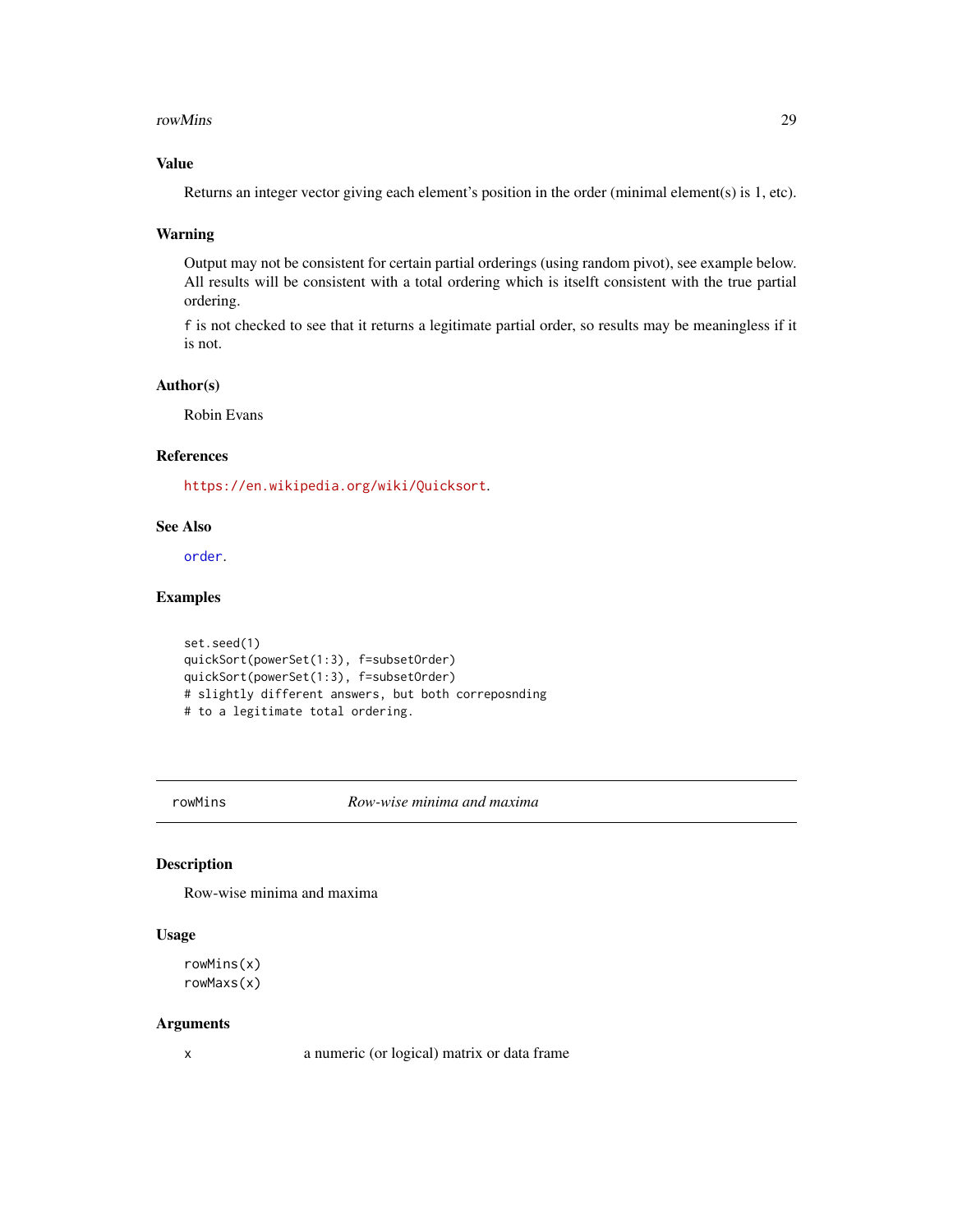### Value

Returns an integer vector giving each element's position in the order (minimal element(s) is 1, etc).

### Warning

Output may not be consistent for certain partial orderings (using random pivot), see example below. All results will be consistent with a total ordering which is itselft consistent with the true partial ordering.

f is not checked to see that it returns a legitimate partial order, so results may be meaningless if it is not.

### Author(s)

Robin Evans

### References

https://en.wikipedia.org/wiki/Quicksort.

### See Also

order.

### Examples

```
set.seed(1)
quickSort(powerSet(1:3), f=subsetOrder)
quickSort(powerSet(1:3), f=subsetOrder)
# slightly different answers, but both correposnding
# to a legitimate total ordering.
```

---

## rowMins    *Row-wise minima and maxima*

---

### Description

Row-wise minima and maxima

### Usage

```
rowMins(x)
rowMaxs(x)
```

### Arguments

| | |
|---|---|
| x | a numeric (or logical) matrix or data frame |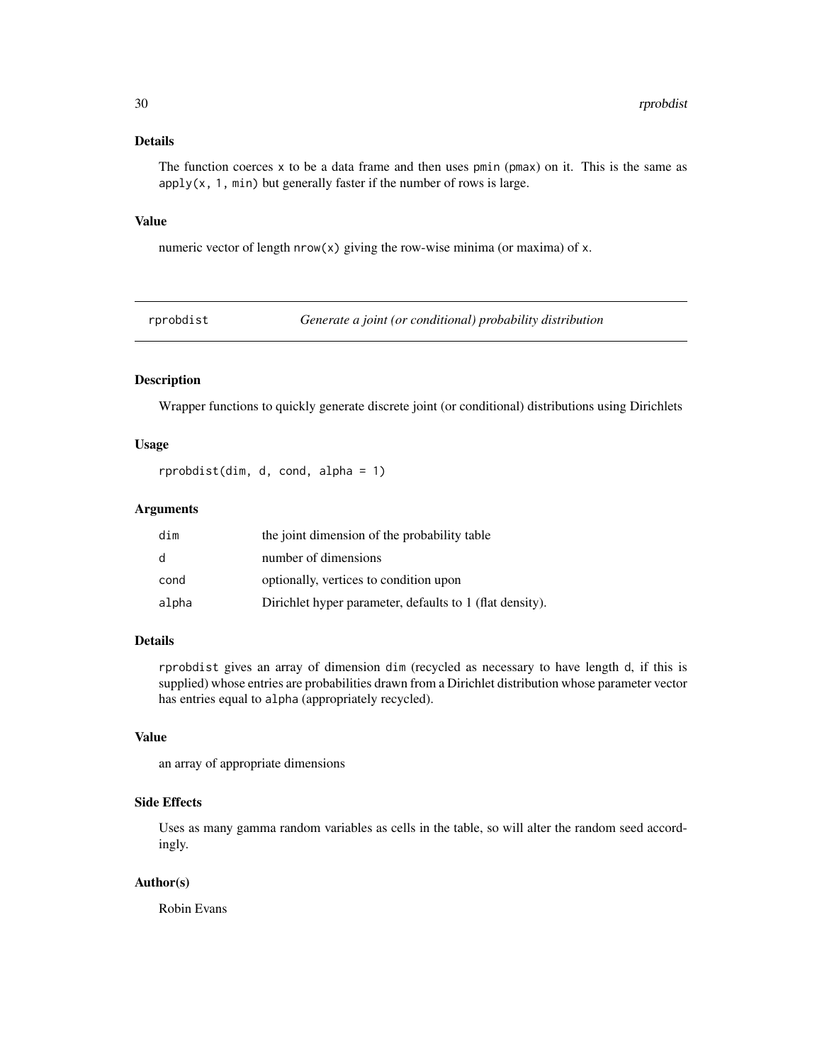### Details

The function coerces x to be a data frame and then uses pmin (pmax) on it. This is the same as apply(x, 1, min) but generally faster if the number of rows is large.

### Value

numeric vector of length nrow(x) giving the row-wise minima (or maxima) of x.

---

## rprobdist *Generate a joint (or conditional) probability distribution*

### Description

Wrapper functions to quickly generate discrete joint (or conditional) distributions using Dirichlets

### Usage

```
rprobdist(dim, d, cond, alpha = 1)
```

### Arguments

| | |
|---|---|
| dim | the joint dimension of the probability table |
| d | number of dimensions |
| cond | optionally, vertices to condition upon |
| alpha | Dirichlet hyper parameter, defaults to 1 (flat density). |

### Details

rprobdist gives an array of dimension dim (recycled as necessary to have length d, if this is supplied) whose entries are probabilities drawn from a Dirichlet distribution whose parameter vector has entries equal to alpha (appropriately recycled).

### Value

an array of appropriate dimensions

### Side Effects

Uses as many gamma random variables as cells in the table, so will alter the random seed accordingly.

### Author(s)

Robin Evans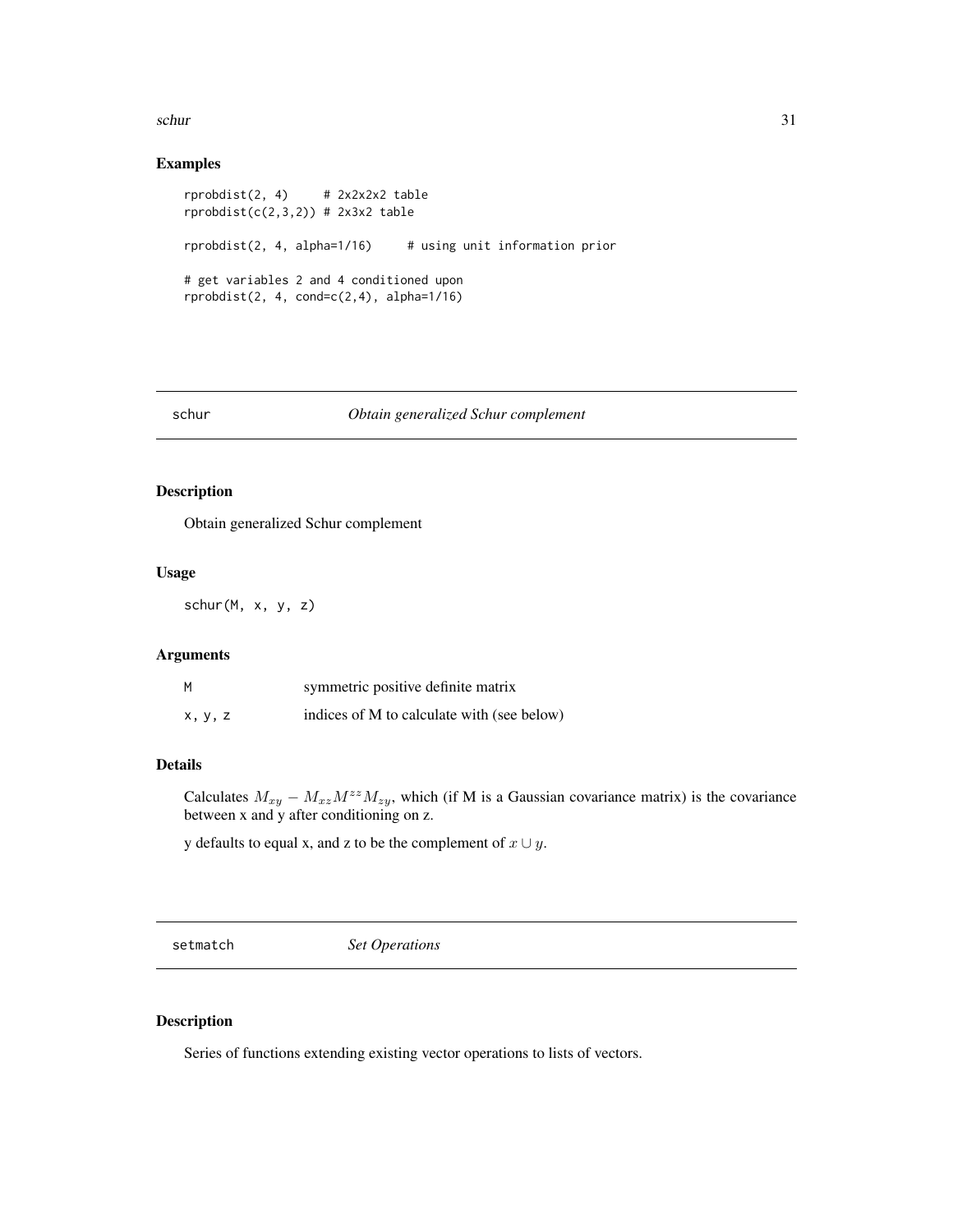### Examples

```
rprobdist(2, 4)     # 2x2x2x2 table
rprobdist(c(2,3,2)) # 2x3x2 table

rprobdist(2, 4, alpha=1/16)     # using unit information prior

# get variables 2 and 4 conditioned upon
rprobdist(2, 4, cond=c(2,4), alpha=1/16)
```

---

## schur — *Obtain generalized Schur complement*

### Description

Obtain generalized Schur complement

### Usage

```
schur(M, x, y, z)
```

### Arguments

| | |
|---|---|
| `M` | symmetric positive definite matrix |
| `x, y, z` | indices of M to calculate with (see below) |

### Details

Calculates $M_{xy} - M_{xz}M^{zz}M_{zy}$, which (if M is a Gaussian covariance matrix) is the covariance between x and y after conditioning on z.

y defaults to equal x, and z to be the complement of $x \cup y$.

---

## setmatch — *Set Operations*

### Description

Series of functions extending existing vector operations to lists of vectors.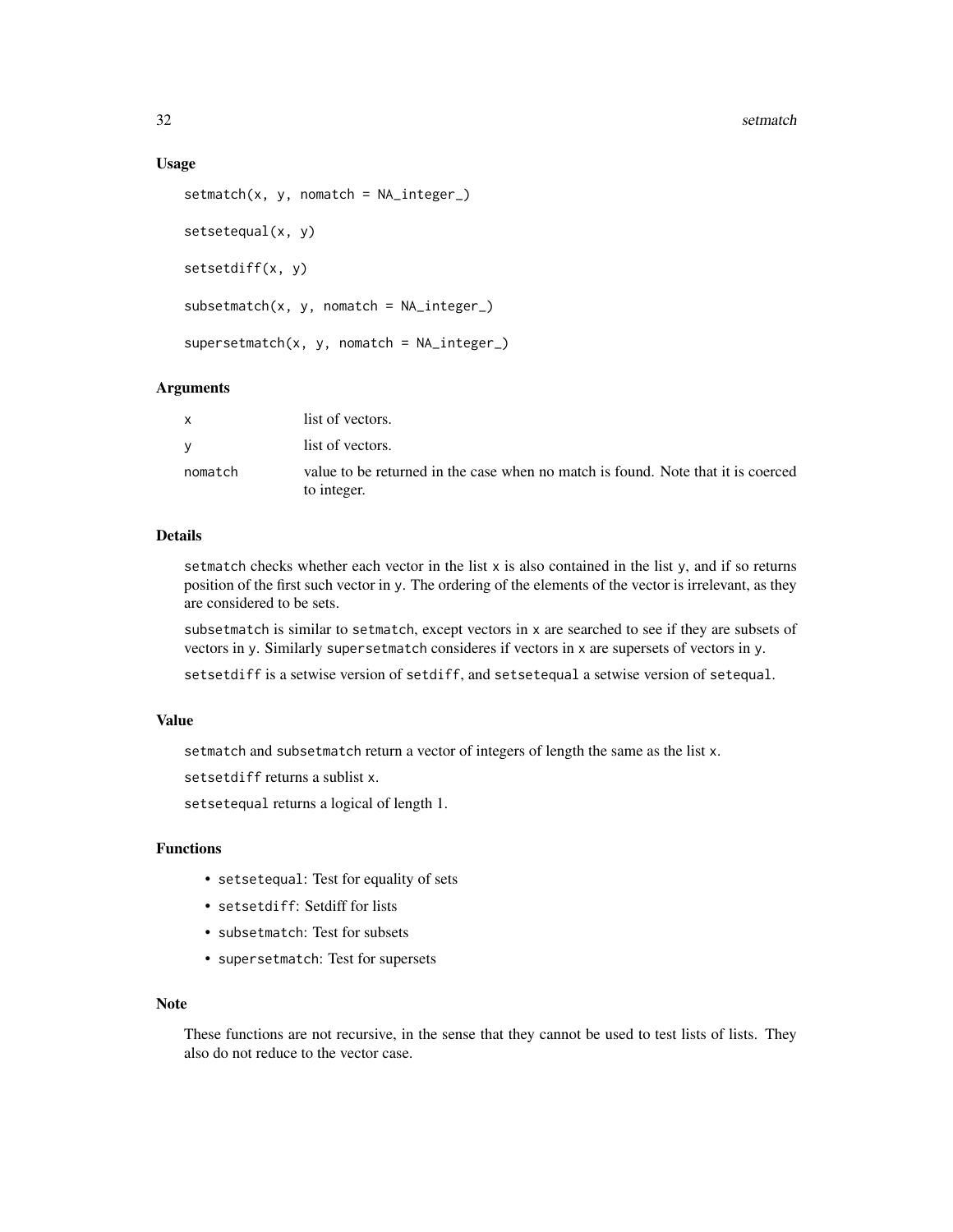## Usage

```
setmatch(x, y, nomatch = NA_integer_)

setsetequal(x, y)

setsetdiff(x, y)

subsetmatch(x, y, nomatch = NA_integer_)

supersetmatch(x, y, nomatch = NA_integer_)
```

## Arguments

| | |
|---|---|
| x | list of vectors. |
| y | list of vectors. |
| nomatch | value to be returned in the case when no match is found. Note that it is coerced to integer. |

## Details

setmatch checks whether each vector in the list x is also contained in the list y, and if so returns position of the first such vector in y. The ordering of the elements of the vector is irrelevant, as they are considered to be sets.

subsetmatch is similar to setmatch, except vectors in x are searched to see if they are subsets of vectors in y. Similarly supersetmatch consideres if vectors in x are supersets of vectors in y.

setsetdiff is a setwise version of setdiff, and setsetequal a setwise version of setequal.

## Value

setmatch and subsetmatch return a vector of integers of length the same as the list x.

setsetdiff returns a sublist x.

setsetequal returns a logical of length 1.

## Functions

- setsetequal: Test for equality of sets
- setsetdiff: Setdiff for lists
- subsetmatch: Test for subsets
- supersetmatch: Test for supersets

## Note

These functions are not recursive, in the sense that they cannot be used to test lists of lists. They also do not reduce to the vector case.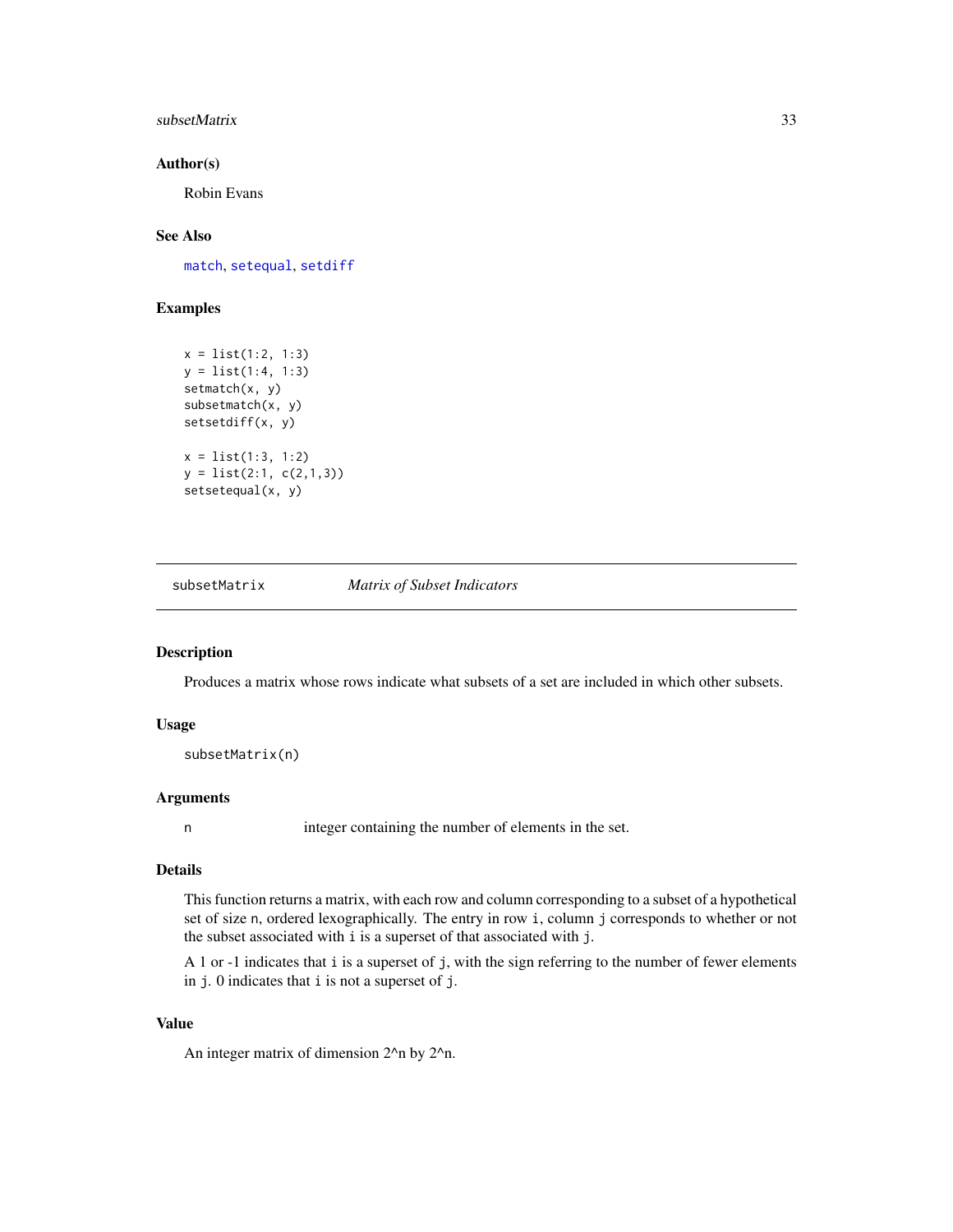### Author(s)

Robin Evans

### See Also

match, setequal, setdiff

### Examples

```
x = list(1:2, 1:3)
y = list(1:4, 1:3)
setmatch(x, y)
subsetmatch(x, y)
setsetdiff(x, y)

x = list(1:3, 1:2)
y = list(2:1, c(2,1,3))
setsetequal(x, y)
```

---

## subsetMatrix — *Matrix of Subset Indicators*

### Description

Produces a matrix whose rows indicate what subsets of a set are included in which other subsets.

### Usage

```
subsetMatrix(n)
```

### Arguments

| | |
|---|---|
| n | integer containing the number of elements in the set. |

### Details

This function returns a matrix, with each row and column corresponding to a subset of a hypothetical set of size n, ordered lexographically. The entry in row i, column j corresponds to whether or not the subset associated with i is a superset of that associated with j.

A 1 or -1 indicates that i is a superset of j, with the sign referring to the number of fewer elements in j. 0 indicates that i is not a superset of j.

### Value

An integer matrix of dimension 2^n by 2^n.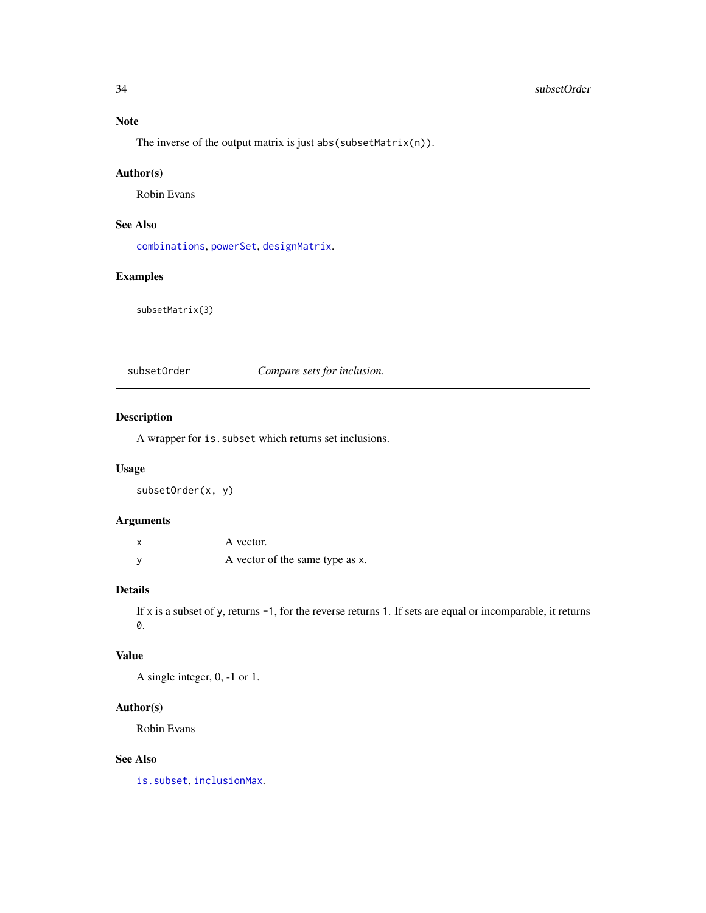### Note

The inverse of the output matrix is just `abs(subsetMatrix(n))`.

### Author(s)

Robin Evans

### See Also

`combinations`, `powerSet`, `designMatrix`.

### Examples

```
subsetMatrix(3)
```

---

## subsetOrder — *Compare sets for inclusion.*

---

### Description

A wrapper for `is.subset` which returns set inclusions.

### Usage

```
subsetOrder(x, y)
```

### Arguments

| | |
|---|---|
| `x` | A vector. |
| `y` | A vector of the same type as `x`. |

### Details

If `x` is a subset of `y`, returns `-1`, for the reverse returns `1`. If sets are equal or incomparable, it returns `0`.

### Value

A single integer, 0, -1 or 1.

### Author(s)

Robin Evans

### See Also

`is.subset`, `inclusionMax`.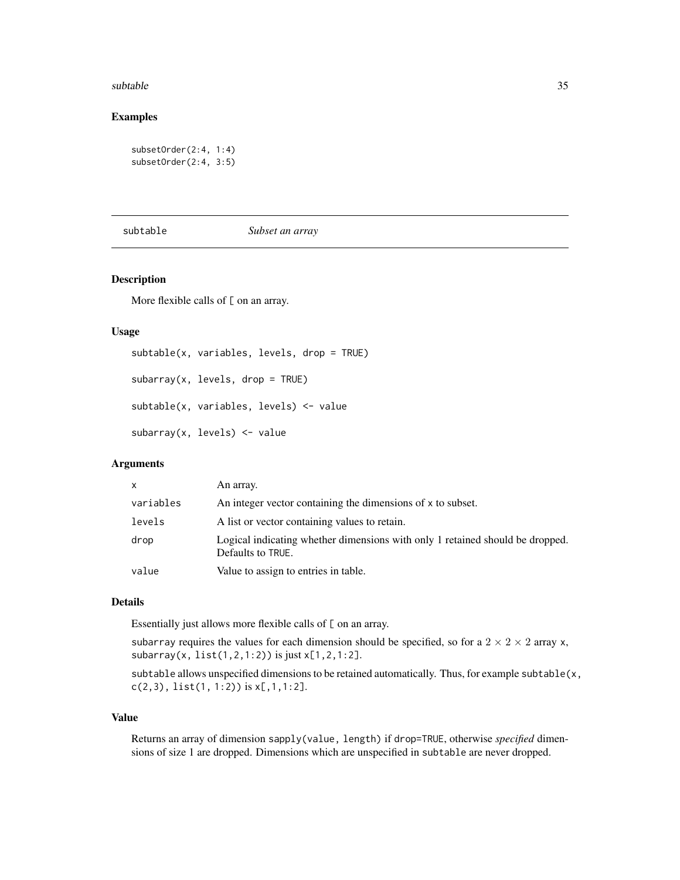## Examples

```
subsetOrder(2:4, 1:4)
subsetOrder(2:4, 3:5)
```

---

subtable &emsp; *Subset an array*

---

### Description

More flexible calls of `[` on an array.

### Usage

```
subtable(x, variables, levels, drop = TRUE)

subarray(x, levels, drop = TRUE)

subtable(x, variables, levels) <- value

subarray(x, levels) <- value
```

### Arguments

| | |
|---|---|
| `x` | An array. |
| `variables` | An integer vector containing the dimensions of `x` to subset. |
| `levels` | A list or vector containing values to retain. |
| `drop` | Logical indicating whether dimensions with only 1 retained should be dropped. Defaults to `TRUE`. |
| `value` | Value to assign to entries in table. |

### Details

Essentially just allows more flexible calls of `[` on an array.

`subarray` requires the values for each dimension should be specified, so for a $2 \times 2 \times 2$ array `x`, `subarray(x, list(1,2,1:2))` is just `x[1,2,1:2]`.

`subtable` allows unspecified dimensions to be retained automatically. Thus, for example `subtable(x, c(2,3), list(1, 1:2))` is `x[,1,1:2]`.

### Value

Returns an array of dimension `sapply(value, length)` if `drop=TRUE`, otherwise *specified* dimensions of size 1 are dropped. Dimensions which are unspecified in `subtable` are never dropped.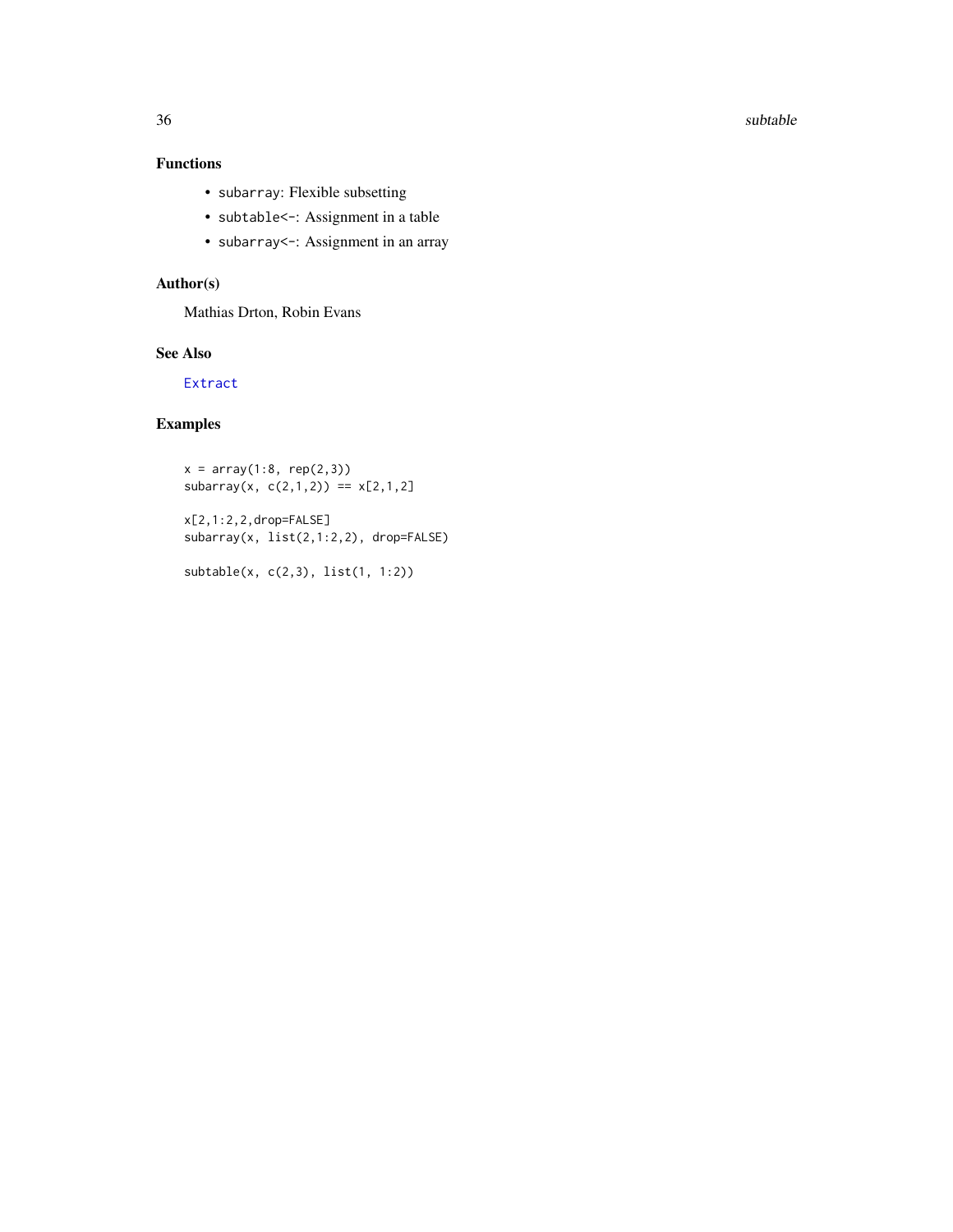## Functions

- `subarray`: Flexible subsetting
- `subtable<-`: Assignment in a table
- `subarray<-`: Assignment in an array

## Author(s)

Mathias Drton, Robin Evans

## See Also

`Extract`

## Examples

```
x = array(1:8, rep(2,3))
subarray(x, c(2,1,2)) == x[2,1,2]

x[2,1:2,2,drop=FALSE]
subarray(x, list(2,1:2,2), drop=FALSE)

subtable(x, c(2,3), list(1, 1:2))
```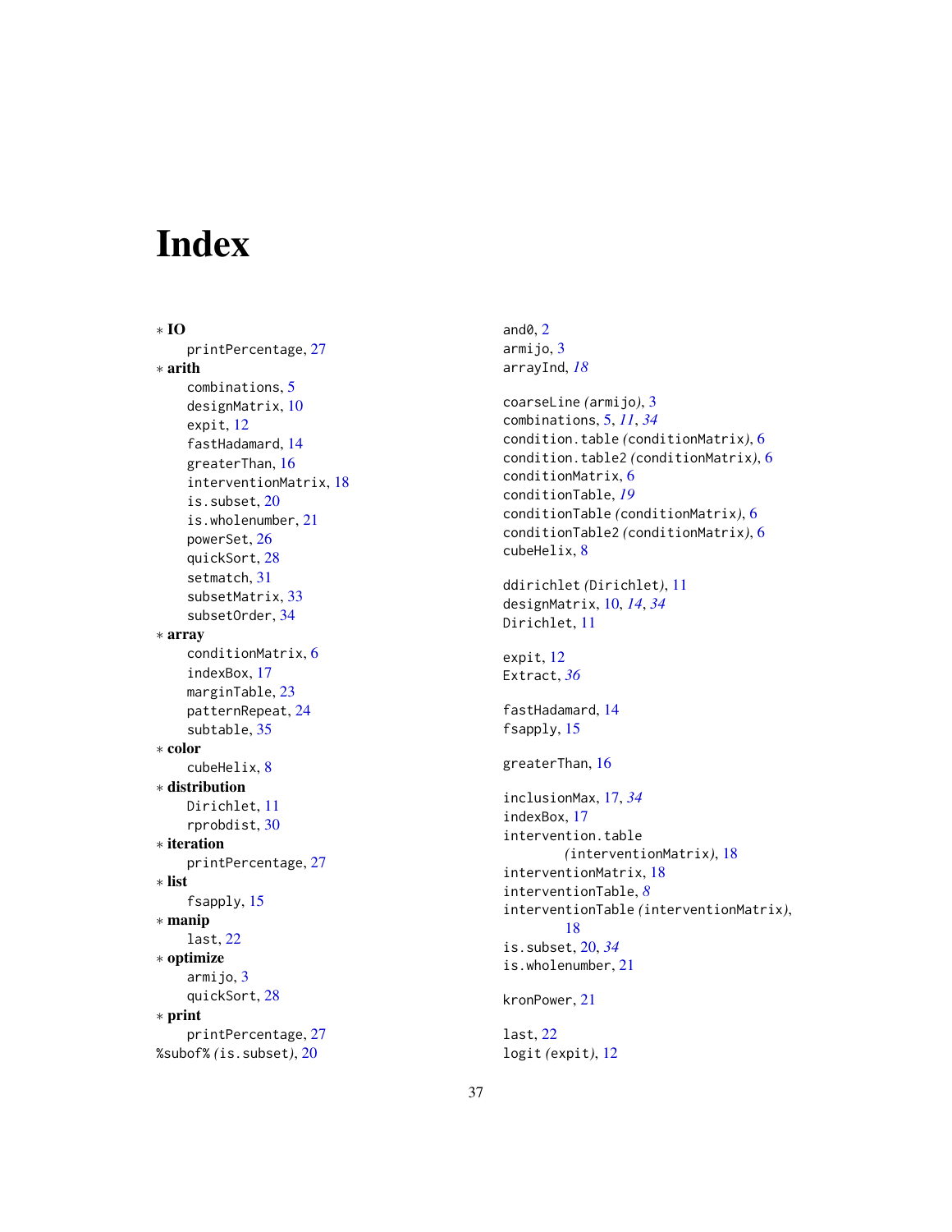# Index

∗ **IO**
- printPercentage, 27

∗ **arith**
- combinations, 5
- designMatrix, 10
- expit, 12
- fastHadamard, 14
- greaterThan, 16
- interventionMatrix, 18
- is.subset, 20
- is.wholenumber, 21
- powerSet, 26
- quickSort, 28
- setmatch, 31
- subsetMatrix, 33
- subsetOrder, 34

∗ **array**
- conditionMatrix, 6
- indexBox, 17
- marginTable, 23
- patternRepeat, 24
- subtable, 35

∗ **color**
- cubeHelix, 8

∗ **distribution**
- Dirichlet, 11
- rprobdist, 30

∗ **iteration**
- printPercentage, 27

∗ **list**
- fsapply, 15

∗ **manip**
- last, 22

∗ **optimize**
- armijo, 3
- quickSort, 28

∗ **print**
- printPercentage, 27

%subof% *(is.subset)*, 20

and0, 2
armijo, 3
arrayInd, *18*

coarseLine *(armijo)*, 3
combinations, 5, *11*, *34*
condition.table *(conditionMatrix)*, 6
condition.table2 *(conditionMatrix)*, 6
conditionMatrix, 6
conditionTable, *19*
conditionTable *(conditionMatrix)*, 6
conditionTable2 *(conditionMatrix)*, 6
cubeHelix, 8

ddirichlet *(Dirichlet)*, 11
designMatrix, 10, *14*, *34*
Dirichlet, 11

expit, 12
Extract, *36*

fastHadamard, 14
fsapply, 15

greaterThan, 16

inclusionMax, 17, *34*
indexBox, 17
intervention.table *(interventionMatrix)*, 18
interventionMatrix, 18
interventionTable, *8*
interventionTable *(interventionMatrix)*, 18
is.subset, 20, *34*
is.wholenumber, 21

kronPower, 21

last, 22
logit *(expit)*, 12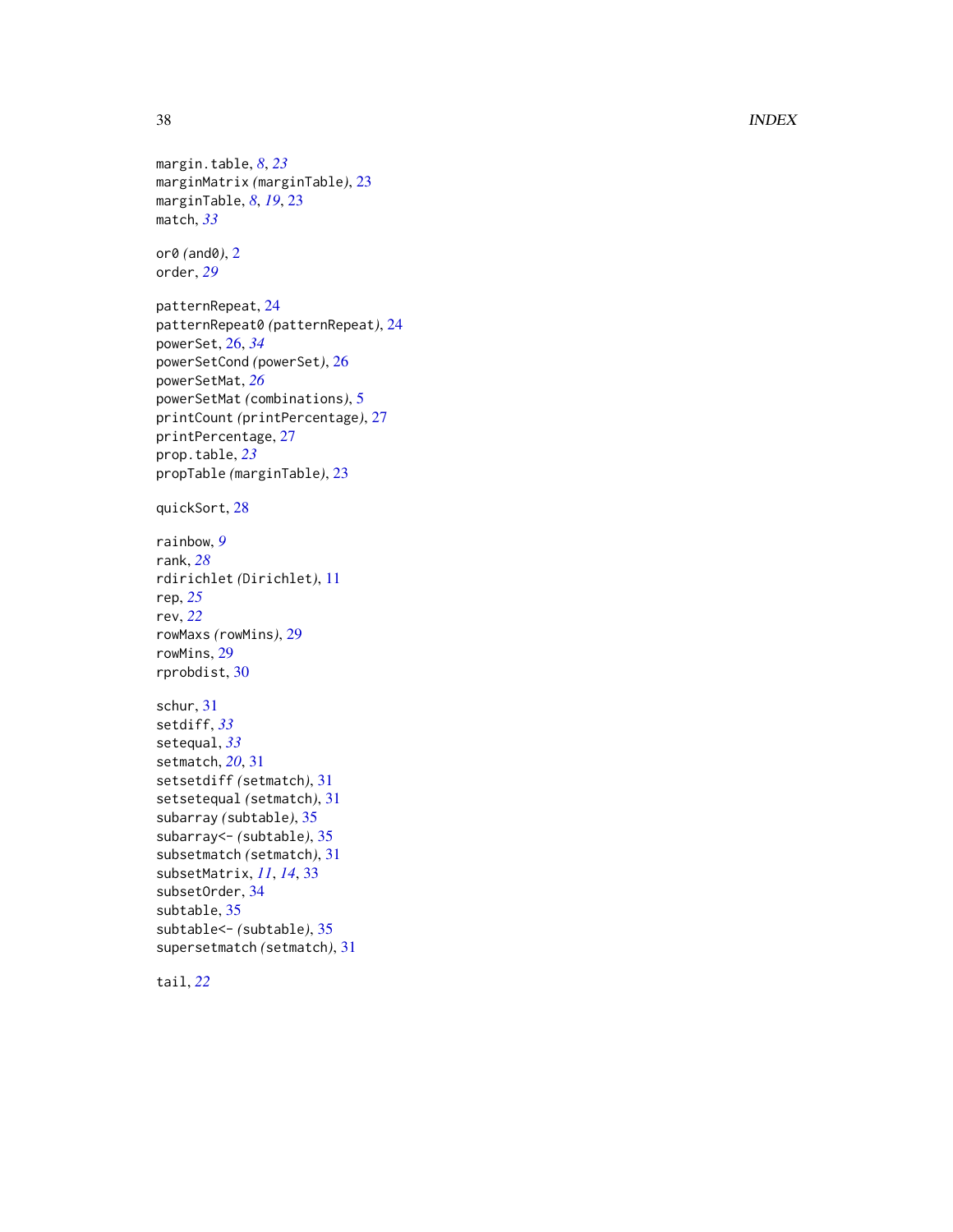margin.table, *8*, *23*
marginMatrix *(*marginTable*)*, 23
marginTable, *8*, *19*, 23
match, *33*

or0 *(*and0*)*, 2
order, *29*

patternRepeat, 24
patternRepeat0 *(*patternRepeat*)*, 24
powerSet, 26, *34*
powerSetCond *(*powerSet*)*, 26
powerSetMat, *26*
powerSetMat *(*combinations*)*, 5
printCount *(*printPercentage*)*, 27
printPercentage, 27
prop.table, *23*
propTable *(*marginTable*)*, 23

quickSort, 28

rainbow, *9*
rank, *28*
rdirichlet *(*Dirichlet*)*, 11
rep, *25*
rev, *22*
rowMaxs *(*rowMins*)*, 29
rowMins, 29
rprobdist, 30

schur, 31
setdiff, *33*
setequal, *33*
setmatch, *20*, 31
setsetdiff *(*setmatch*)*, 31
setsetequal *(*setmatch*)*, 31
subarray *(*subtable*)*, 35
subarray<- *(*subtable*)*, 35
subsetmatch *(*setmatch*)*, 31
subsetMatrix, *11*, *14*, 33
subsetOrder, 34
subtable, 35
subtable<- *(*subtable*)*, 35
supersetmatch *(*setmatch*)*, 31

tail, *22*